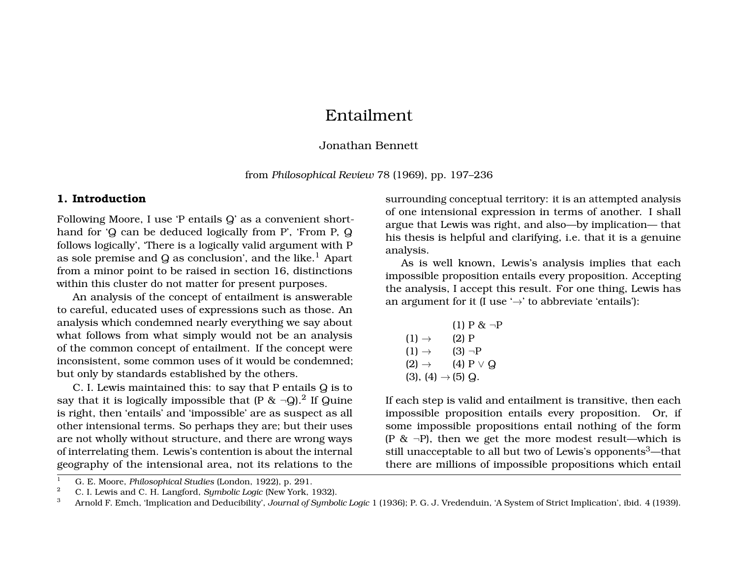# Entailment

Jonathan Bennett

from *Philosophical Review* 78 (1969), pp. 197–236

## 1. Introduction

Following Moore, I use 'P entails Q' as a convenient shorthand for 'Q can be deduced logically from P', 'From P, Q follows logically', 'There is a logically valid argument with P as sole premise and Q as conclusion', and the like.[1] Apart from a minor point to be raised in section 16, distinctions within this cluster do not matter for present purposes.

An analysis of the concept of entailment is answerable to careful, educated uses of expressions such as those. An analysis which condemned nearly everything we say about what follows from what simply would not be an analysis of the common concept of entailment. If the concept were inconsistent, some common uses of it would be condemned; but only by standards established by the others.

C. I. Lewis maintained this: to say that P entails Q is to say that it is logically impossible that (P & ¬Q).[2] If Quine is right, then 'entails' and 'impossible' are as suspect as all other intensional terms. So perhaps they are; but their uses are not wholly without structure, and there are wrong ways of interrelating them. Lewis's contention is about the internal geography of the intensional area, not its relations to the surrounding conceptual territory: it is an attempted analysis of one intensional expression in terms of another. I shall argue that Lewis was right, and also—by implication— that his thesis is helpful and clarifying, i.e. that it is a genuine analysis.

As is well known, Lewis's analysis implies that each impossible proposition entails every proposition. Accepting the analysis, I accept this result. For one thing, Lewis has an argument for it (I use '→' to abbreviate 'entails'):

| | |
|---|---|
| | (1) P & ¬P |
| (1) → | (2) P |
| (1) → | (3) ¬P |
| (2) → | (4) P ∨ Q |
| (3), (4) → | (5) Q. |

If each step is valid and entailment is transitive, then each impossible proposition entails every proposition. Or, if some impossible propositions entail nothing of the form (P & ¬P), then we get the more modest result—which is still unacceptable to all but two of Lewis's opponents[3]—that there are millions of impossible propositions which entail

[1] G. E. Moore, *Philosophical Studies* (London, 1922), p. 291.

[2] C. I. Lewis and C. H. Langford, *Symbolic Logic* (New York, 1932).

[3] Arnold F. Emch, 'Implication and Deducibility', *Journal of Symbolic Logic* 1 (1936); P. G. J. Vredenduin, 'A System of Strict Implication', ibid. 4 (1939).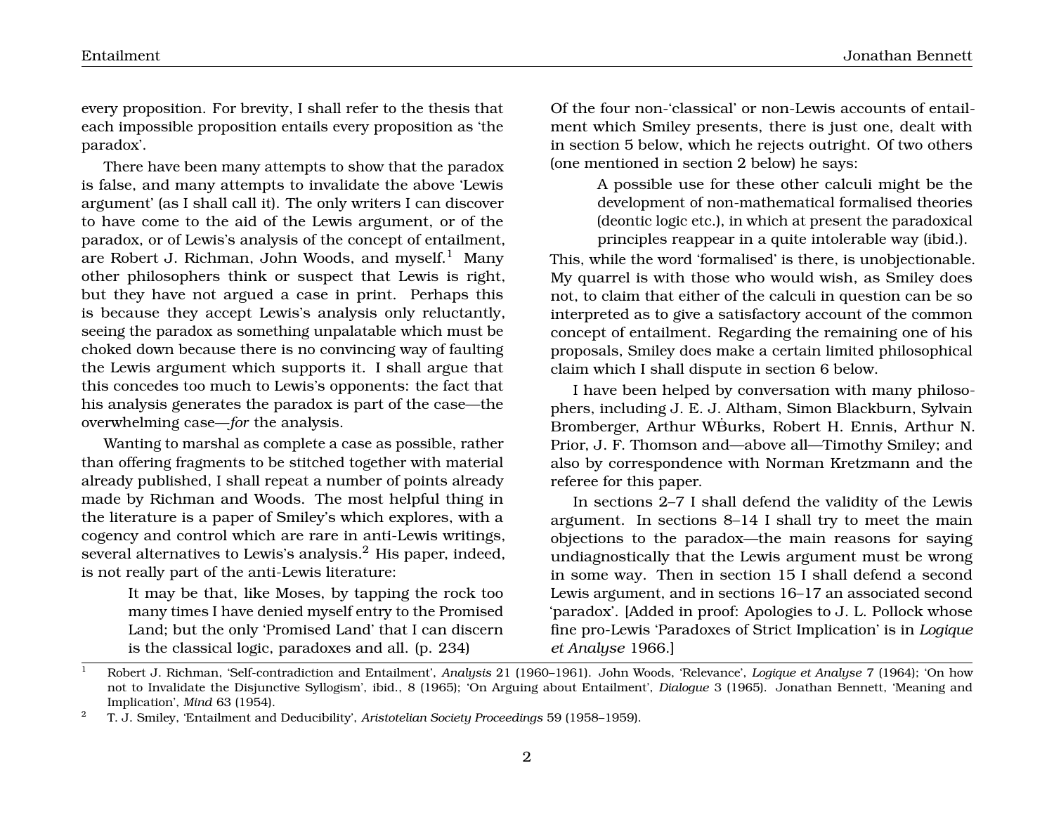every proposition. For brevity, I shall refer to the thesis that each impossible proposition entails every proposition as 'the paradox'.

There have been many attempts to show that the paradox is false, and many attempts to invalidate the above 'Lewis argument' (as I shall call it). The only writers I can discover to have come to the aid of the Lewis argument, or of the paradox, or of Lewis's analysis of the concept of entailment, are Robert J. Richman, John Woods, and myself.[1] Many other philosophers think or suspect that Lewis is right, but they have not argued a case in print. Perhaps this is because they accept Lewis's analysis only reluctantly, seeing the paradox as something unpalatable which must be choked down because there is no convincing way of faulting the Lewis argument which supports it. I shall argue that this concedes too much to Lewis's opponents: the fact that his analysis generates the paradox is part of the case—the overwhelming case—*for* the analysis.

Wanting to marshal as complete a case as possible, rather than offering fragments to be stitched together with material already published, I shall repeat a number of points already made by Richman and Woods. The most helpful thing in the literature is a paper of Smiley's which explores, with a cogency and control which are rare in anti-Lewis writings, several alternatives to Lewis's analysis.[2] His paper, indeed, is not really part of the anti-Lewis literature:

> It may be that, like Moses, by tapping the rock too many times I have denied myself entry to the Promised Land; but the only 'Promised Land' that I can discern is the classical logic, paradoxes and all. (p. 234)

Of the four non-'classical' or non-Lewis accounts of entailment which Smiley presents, there is just one, dealt with in section 5 below, which he rejects outright. Of two others (one mentioned in section 2 below) he says:

> A possible use for these other calculi might be the development of non-mathematical formalised theories (deontic logic etc.), in which at present the paradoxical principles reappear in a quite intolerable way (ibid.).

This, while the word 'formalised' is there, is unobjectionable. My quarrel is with those who would wish, as Smiley does not, to claim that either of the calculi in question can be so interpreted as to give a satisfactory account of the common concept of entailment. Regarding the remaining one of his proposals, Smiley does make a certain limited philosophical claim which I shall dispute in section 6 below.

I have been helped by conversation with many philosophers, including J. E. J. Altham, Simon Blackburn, Sylvain Bromberger, Arthur W. Burks, Robert H. Ennis, Arthur N. Prior, J. F. Thomson and—above all—Timothy Smiley; and also by correspondence with Norman Kretzmann and the referee for this paper.

In sections 2–7 I shall defend the validity of the Lewis argument. In sections 8–14 I shall try to meet the main objections to the paradox—the main reasons for saying undiagnostically that the Lewis argument must be wrong in some way. Then in section 15 I shall defend a second Lewis argument, and in sections 16–17 an associated second 'paradox'. [Added in proof: Apologies to J. L. Pollock whose fine pro-Lewis 'Paradoxes of Strict Implication' is in *Logique et Analyse* 1966.]

---

[1] Robert J. Richman, 'Self-contradiction and Entailment', *Analysis* 21 (1960–1961). John Woods, 'Relevance', *Logique et Analyse* 7 (1964); 'On how not to Invalidate the Disjunctive Syllogism', ibid., 8 (1965); 'On Arguing about Entailment', *Dialogue* 3 (1965). Jonathan Bennett, 'Meaning and Implication', *Mind* 63 (1954).

[2] T. J. Smiley, 'Entailment and Deducibility', *Aristotelian Society Proceedings* 59 (1958–1959).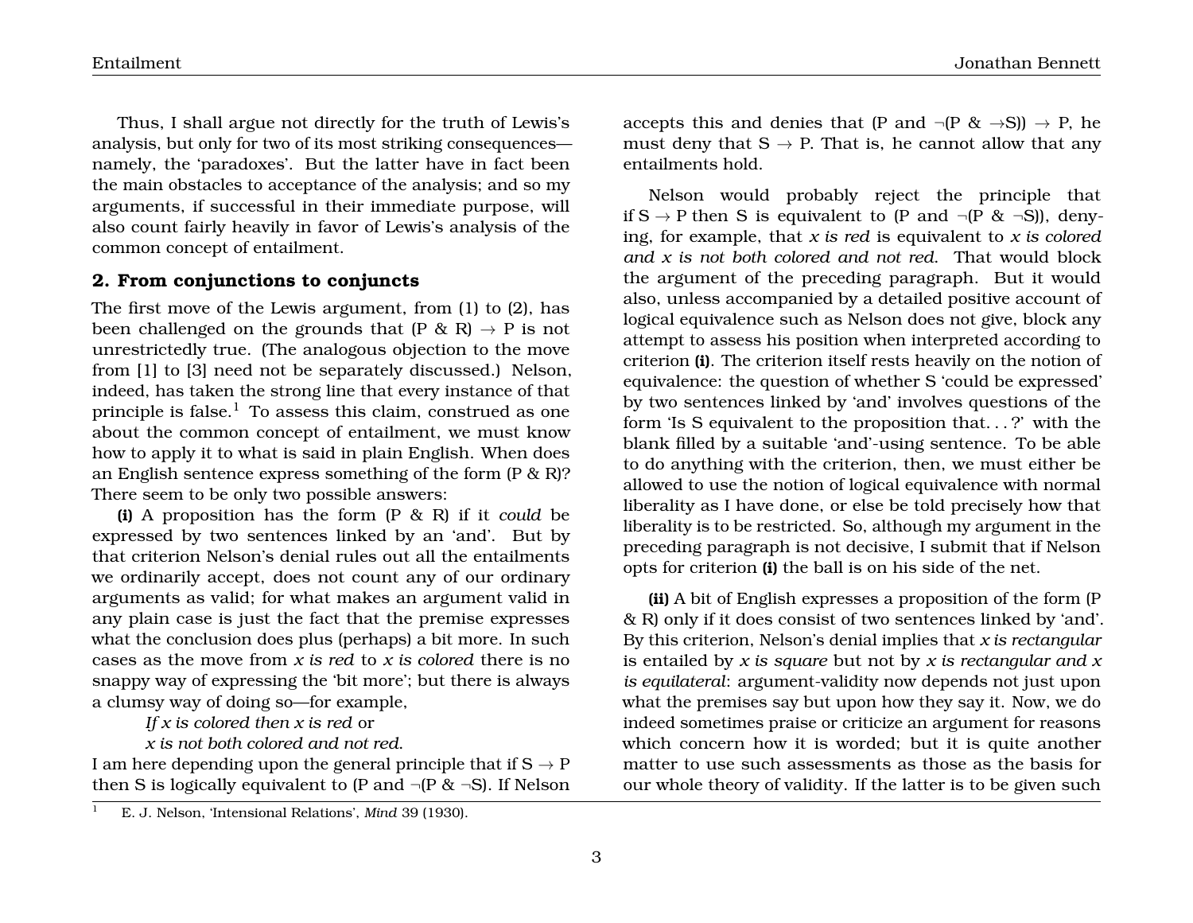Thus, I shall argue not directly for the truth of Lewis's analysis, but only for two of its most striking consequences—namely, the 'paradoxes'. But the latter have in fact been the main obstacles to acceptance of the analysis; and so my arguments, if successful in their immediate purpose, will also count fairly heavily in favor of Lewis's analysis of the common concept of entailment.

## 2. From conjunctions to conjuncts

The first move of the Lewis argument, from (1) to (2), has been challenged on the grounds that (P & R) → P is not unrestrictedly true. (The analogous objection to the move from [1] to [3] need not be separately discussed.) Nelson, indeed, has taken the strong line that every instance of that principle is false.[1] To assess this claim, construed as one about the common concept of entailment, we must know how to apply it to what is said in plain English. When does an English sentence express something of the form (P & R)? There seem to be only two possible answers:

**(i)** A proposition has the form (P & R) if it *could* be expressed by two sentences linked by an 'and'. But by that criterion Nelson's denial rules out all the entailments we ordinarily accept, does not count any of our ordinary arguments as valid; for what makes an argument valid in any plain case is just the fact that the premise expresses what the conclusion does plus (perhaps) a bit more. In such cases as the move from *x is red* to *x is colored* there is no snappy way of expressing the 'bit more'; but there is always a clumsy way of doing so—for example,

*If x is colored then x is red* or

*x is not both colored and not red.*

I am here depending upon the general principle that if S → P then S is logically equivalent to (P and ¬(P & ¬S). If Nelson accepts this and denies that (P and ¬(P & →S)) → P, he must deny that S → P. That is, he cannot allow that any entailments hold.

Nelson would probably reject the principle that if S → P then S is equivalent to (P and ¬(P & ¬S)), denying, for example, that *x is red* is equivalent to *x is colored and x is not both colored and not red.* That would block the argument of the preceding paragraph. But it would also, unless accompanied by a detailed positive account of logical equivalence such as Nelson does not give, block any attempt to assess his position when interpreted according to criterion **(i)**. The criterion itself rests heavily on the notion of equivalence: the question of whether S 'could be expressed' by two sentences linked by 'and' involves questions of the form 'Is S equivalent to the proposition that. . . ?' with the blank filled by a suitable 'and'-using sentence. To be able to do anything with the criterion, then, we must either be allowed to use the notion of logical equivalence with normal liberality as I have done, or else be told precisely how that liberality is to be restricted. So, although my argument in the preceding paragraph is not decisive, I submit that if Nelson opts for criterion **(i)** the ball is on his side of the net.

**(ii)** A bit of English expresses a proposition of the form (P & R) only if it does consist of two sentences linked by 'and'. By this criterion, Nelson's denial implies that *x is rectangular* is entailed by *x is square* but not by *x is rectangular and x is equilateral*: argument-validity now depends not just upon what the premises say but upon how they say it. Now, we do indeed sometimes praise or criticize an argument for reasons which concern how it is worded; but it is quite another matter to use such assessments as those as the basis for our whole theory of validity. If the latter is to be given such

---

[1] E. J. Nelson, 'Intensional Relations', *Mind* 39 (1930).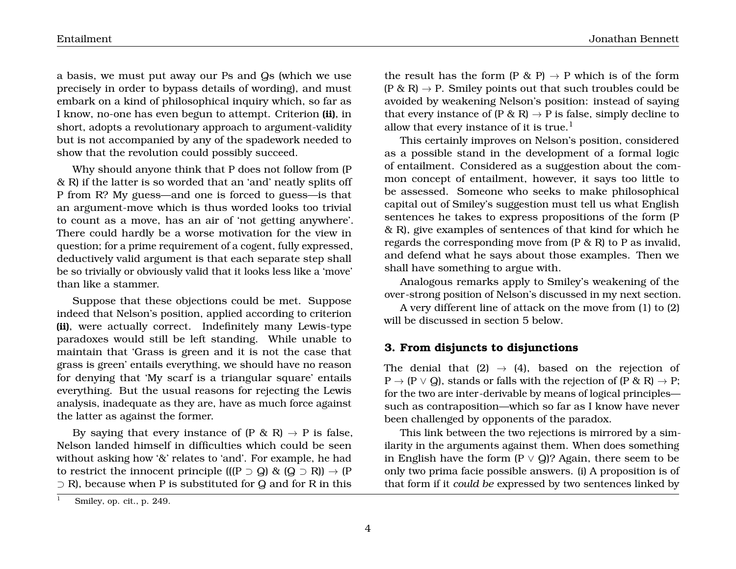a basis, we must put away our Ps and Qs (which we use precisely in order to bypass details of wording), and must embark on a kind of philosophical inquiry which, so far as I know, no-one has even begun to attempt. Criterion **(ii)**, in short, adopts a revolutionary approach to argument-validity but is not accompanied by any of the spadework needed to show that the revolution could possibly succeed.

Why should anyone think that P does not follow from (P & R) if the latter is so worded that an 'and' neatly splits off P from R? My guess—and one is forced to guess—is that an argument-move which is thus worded looks too trivial to count as a move, has an air of 'not getting anywhere'. There could hardly be a worse motivation for the view in question; for a prime requirement of a cogent, fully expressed, deductively valid argument is that each separate step shall be so trivially or obviously valid that it looks less like a 'move' than like a stammer.

Suppose that these objections could be met. Suppose indeed that Nelson's position, applied according to criterion **(ii)**, were actually correct. Indefinitely many Lewis-type paradoxes would still be left standing. While unable to maintain that 'Grass is green and it is not the case that grass is green' entails everything, we should have no reason for denying that 'My scarf is a triangular square' entails everything. But the usual reasons for rejecting the Lewis analysis, inadequate as they are, have as much force against the latter as against the former.

By saying that every instance of $(P \& R) \rightarrow P$ is false, Nelson landed himself in difficulties which could be seen without asking how '&' relates to 'and'. For example, he had to restrict the innocent principle $((P \supset Q) \& (Q \supset R)) \rightarrow (P \supset R)$, because when P is substituted for Q and for R in this the result has the form $(P \& P) \rightarrow P$ which is of the form $(P \& R) \rightarrow P$. Smiley points out that such troubles could be avoided by weakening Nelson's position: instead of saying that every instance of $(P \& R) \rightarrow P$ is false, simply decline to allow that every instance of it is true.[1]

This certainly improves on Nelson's position, considered as a possible stand in the development of a formal logic of entailment. Considered as a suggestion about the common concept of entailment, however, it says too little to be assessed. Someone who seeks to make philosophical capital out of Smiley's suggestion must tell us what English sentences he takes to express propositions of the form (P & R), give examples of sentences of that kind for which he regards the corresponding move from (P & R) to P as invalid, and defend what he says about those examples. Then we shall have something to argue with.

Analogous remarks apply to Smiley's weakening of the over-strong position of Nelson's discussed in my next section.

A very different line of attack on the move from (1) to (2) will be discussed in section 5 below.

## 3. From disjuncts to disjunctions

The denial that $(2) \rightarrow (4)$, based on the rejection of $P \rightarrow (P \vee Q)$, stands or falls with the rejection of $(P \& R) \rightarrow P$; for the two are inter-derivable by means of logical principles—such as contraposition—which so far as I know have never been challenged by opponents of the paradox.

This link between the two rejections is mirrored by a similarity in the arguments against them. When does something in English have the form $(P \vee Q)$? Again, there seem to be only two prima facie possible answers. (i) A proposition is of that form if it *could be* expressed by two sentences linked by

[1] Smiley, op. cit., p. 249.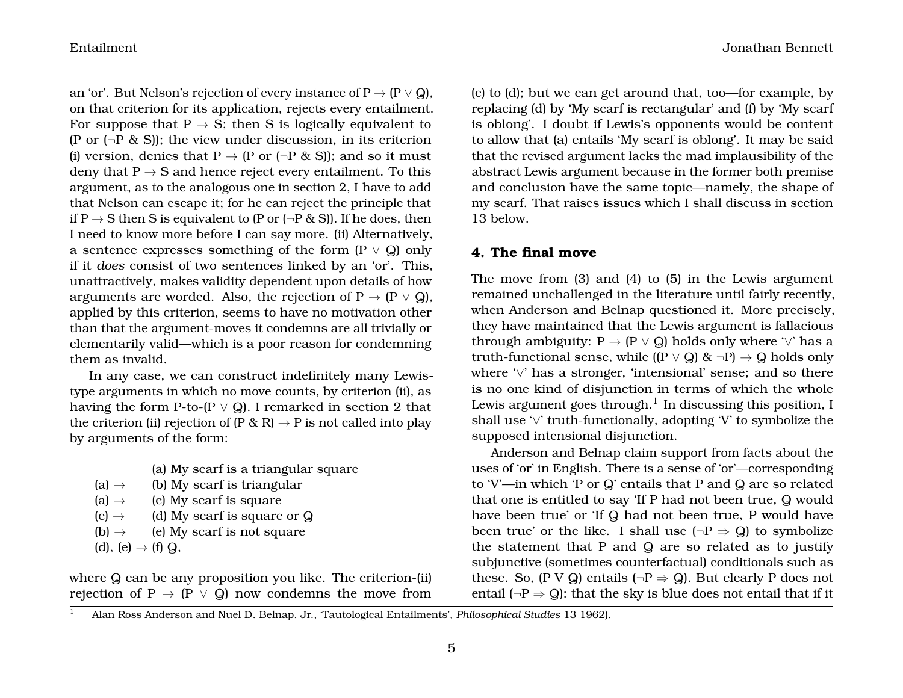an 'or'. But Nelson's rejection of every instance of $P \rightarrow (P \vee Q)$, on that criterion for its application, rejects every entailment. For suppose that $P \rightarrow S$; then S is logically equivalent to (P or $(\neg P$ & S)); the view under discussion, in its criterion (i) version, denies that $P \rightarrow$ (P or $(\neg P$ & S)); and so it must deny that $P \rightarrow S$ and hence reject every entailment. To this argument, as to the analogous one in section 2, I have to add that Nelson can escape it; for he can reject the principle that if $P \rightarrow S$ then S is equivalent to (P or $(\neg P$ & S)). If he does, then I need to know more before I can say more. (ii) Alternatively, a sentence expresses something of the form $(P \vee Q)$ only if it *does* consist of two sentences linked by an 'or'. This, unattractively, makes validity dependent upon details of how arguments are worded. Also, the rejection of $P \rightarrow (P \vee Q)$, applied by this criterion, seems to have no motivation other than that the argument-moves it condemns are all trivially or elementarily valid—which is a poor reason for condemning them as invalid.

In any case, we can construct indefinitely many Lewis-type arguments in which no move counts, by criterion (ii), as having the form P-to-$(P \vee Q)$. I remarked in section 2 that the criterion (ii) rejection of (P & R) $\rightarrow$ P is not called into play by arguments of the form:

| | |
|---|---|
| | (a) My scarf is a triangular square |
| (a) $\rightarrow$ | (b) My scarf is triangular |
| (a) $\rightarrow$ | (c) My scarf is square |
| (c) $\rightarrow$ | (d) My scarf is square or Q |
| (b) $\rightarrow$ | (e) My scarf is not square |
| (d), (e) $\rightarrow$ (f) Q, | |

where Q can be any proposition you like. The criterion-(ii) rejection of $P \rightarrow (P \vee Q)$ now condemns the move from (c) to (d); but we can get around that, too—for example, by replacing (d) by 'My scarf is rectangular' and (f) by 'My scarf is oblong'. I doubt if Lewis's opponents would be content to allow that (a) entails 'My scarf is oblong'. It may be said that the revised argument lacks the mad implausibility of the abstract Lewis argument because in the former both premise and conclusion have the same topic—namely, the shape of my scarf. That raises issues which I shall discuss in section 13 below.

## 4. The final move

The move from (3) and (4) to (5) in the Lewis argument remained unchallenged in the literature until fairly recently, when Anderson and Belnap questioned it. More precisely, they have maintained that the Lewis argument is fallacious through ambiguity: $P \rightarrow (P \vee Q)$ holds only where '$\vee$' has a truth-functional sense, while $((P \vee Q)$ & $\neg P) \rightarrow Q$ holds only where '$\vee$' has a stronger, 'intensional' sense; and so there is no one kind of disjunction in terms of which the whole Lewis argument goes through.[1] In discussing this position, I shall use '$\vee$' truth-functionally, adopting 'V' to symbolize the supposed intensional disjunction.

Anderson and Belnap claim support from facts about the uses of 'or' in English. There is a sense of 'or'—corresponding to 'V'—in which 'P or Q' entails that P and Q are so related that one is entitled to say 'If P had not been true, Q would have been true' or 'If Q had not been true, P would have been true' or the like. I shall use $(\neg P \Rightarrow Q)$ to symbolize the statement that P and Q are so related as to justify subjunctive (sometimes counterfactual) conditionals such as these. So, (P V Q) entails $(\neg P \Rightarrow Q)$. But clearly P does not entail $(\neg P \Rightarrow Q)$: that the sky is blue does not entail that if it

[1] Alan Ross Anderson and Nuel D. Belnap, Jr., 'Tautological Entailments', *Philosophical Studies* 13 1962).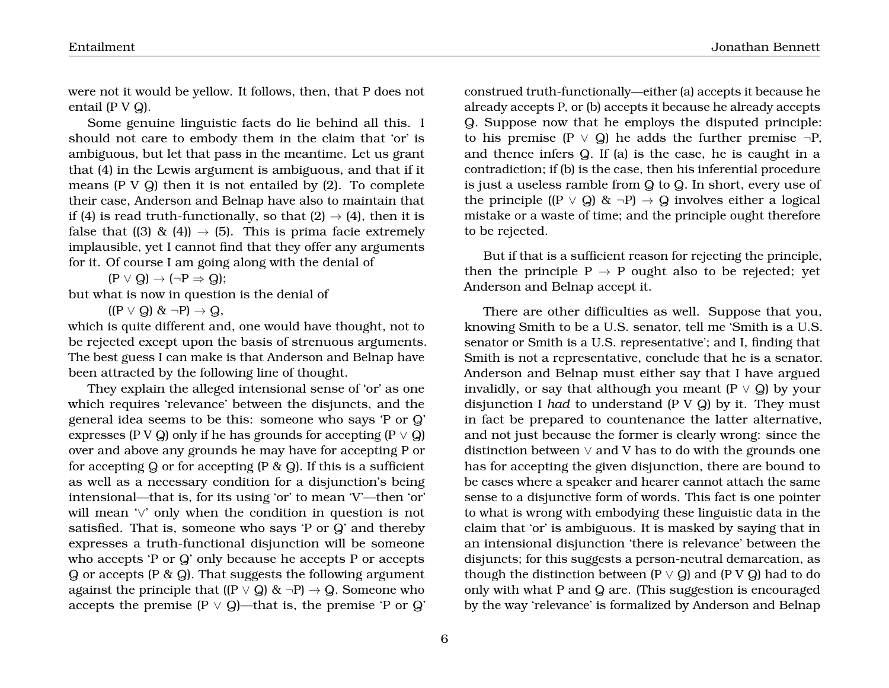were not it would be yellow. It follows, then, that P does not entail (P V Q).

Some genuine linguistic facts do lie behind all this. I should not care to embody them in the claim that 'or' is ambiguous, but let that pass in the meantime. Let us grant that (4) in the Lewis argument is ambiguous, and that if it means (P V Q) then it is not entailed by (2). To complete their case, Anderson and Belnap have also to maintain that if (4) is read truth-functionally, so that (2) $\rightarrow$ (4), then it is false that ((3) & (4)) $\rightarrow$ (5). This is prima facie extremely implausible, yet I cannot find that they offer any arguments for it. Of course I am going along with the denial of

$(P \vee Q) \rightarrow (\neg P \Rightarrow Q)$;

but what is now in question is the denial of

$((P \vee Q) \;\&\; \neg P) \rightarrow Q$,

which is quite different and, one would have thought, not to be rejected except upon the basis of strenuous arguments. The best guess I can make is that Anderson and Belnap have been attracted by the following line of thought.

They explain the alleged intensional sense of 'or' as one which requires 'relevance' between the disjuncts, and the general idea seems to be this: someone who says 'P or Q' expresses (P V Q) only if he has grounds for accepting (P $\vee$ Q) over and above any grounds he may have for accepting P or for accepting Q or for accepting (P & Q). If this is a sufficient as well as a necessary condition for a disjunction's being intensional—that is, for its using 'or' to mean 'V'—then 'or' will mean '$\vee$' only when the condition in question is not satisfied. That is, someone who says 'P or Q' and thereby expresses a truth-functional disjunction will be someone who accepts 'P or Q' only because he accepts P or accepts Q or accepts (P & Q). That suggests the following argument against the principle that $((P \vee Q) \;\&\; \neg P) \rightarrow Q$. Someone who accepts the premise (P $\vee$ Q)—that is, the premise 'P or Q' construed truth-functionally—either (a) accepts it because he already accepts P, or (b) accepts it because he already accepts Q. Suppose now that he employs the disputed principle: to his premise (P $\vee$ Q) he adds the further premise $\neg$P, and thence infers Q. If (a) is the case, he is caught in a contradiction; if (b) is the case, then his inferential procedure is just a useless ramble from Q to Q. In short, every use of the principle $((P \vee Q) \;\&\; \neg P) \rightarrow Q$ involves either a logical mistake or a waste of time; and the principle ought therefore to be rejected.

But if that is a sufficient reason for rejecting the principle, then the principle P $\rightarrow$ P ought also to be rejected; yet Anderson and Belnap accept it.

There are other difficulties as well. Suppose that you, knowing Smith to be a U.S. senator, tell me 'Smith is a U.S. senator or Smith is a U.S. representative'; and I, finding that Smith is not a representative, conclude that he is a senator. Anderson and Belnap must either say that I have argued invalidly, or say that although you meant (P $\vee$ Q) by your disjunction I *had* to understand (P V Q) by it. They must in fact be prepared to countenance the latter alternative, and not just because the former is clearly wrong: since the distinction between $\vee$ and V has to do with the grounds one has for accepting the given disjunction, there are bound to be cases where a speaker and hearer cannot attach the same sense to a disjunctive form of words. This fact is one pointer to what is wrong with embodying these linguistic data in the claim that 'or' is ambiguous. It is masked by saying that in an intensional disjunction 'there is relevance' between the disjuncts; for this suggests a person-neutral demarcation, as though the distinction between (P $\vee$ Q) and (P V Q) had to do only with what P and Q are. (This suggestion is encouraged by the way 'relevance' is formalized by Anderson and Belnap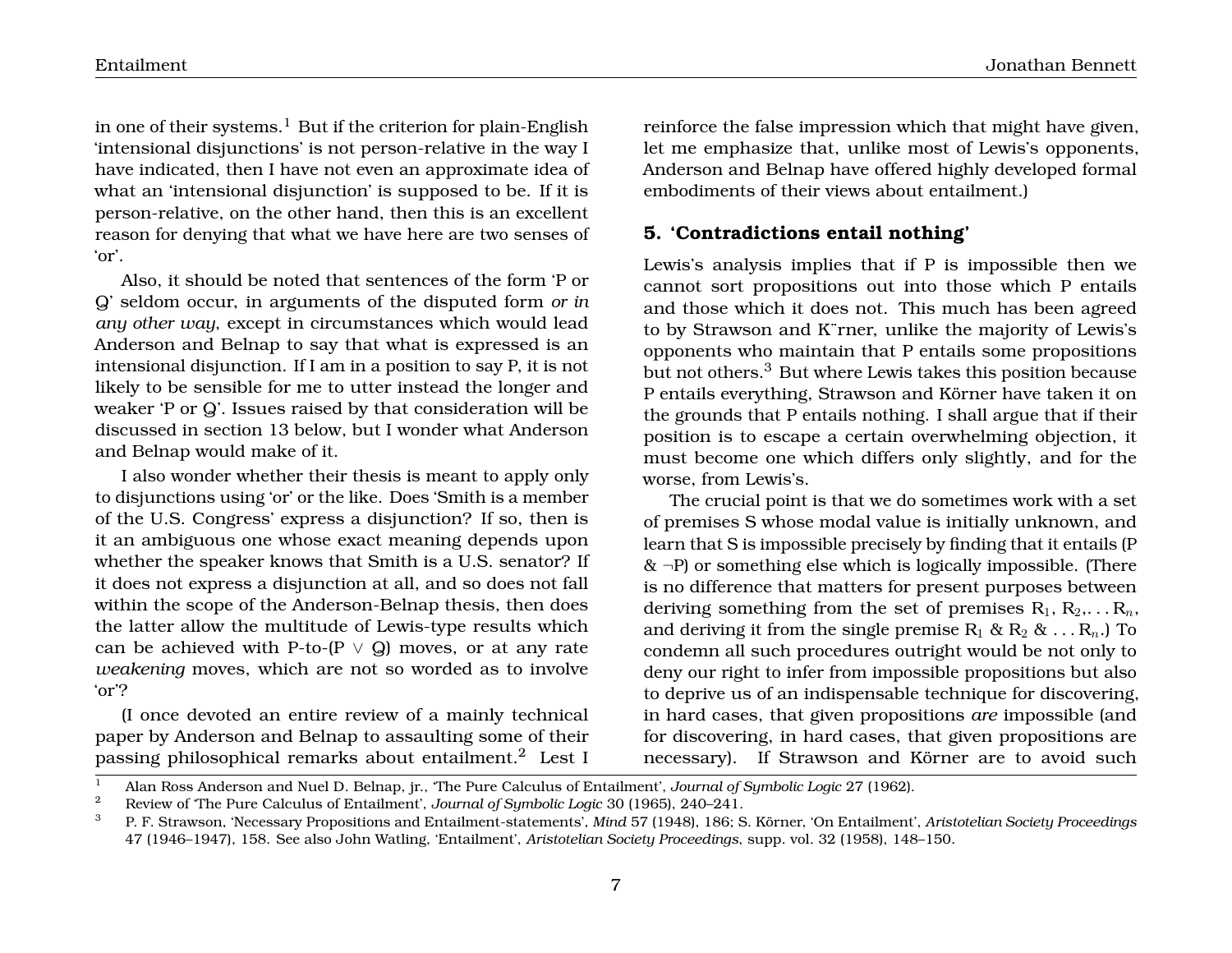in one of their systems.[1] But if the criterion for plain-English 'intensional disjunctions' is not person-relative in the way I have indicated, then I have not even an approximate idea of what an 'intensional disjunction' is supposed to be. If it is person-relative, on the other hand, then this is an excellent reason for denying that what we have here are two senses of 'or'.

Also, it should be noted that sentences of the form 'P or Q' seldom occur, in arguments of the disputed form *or in any other way*, except in circumstances which would lead Anderson and Belnap to say that what is expressed is an intensional disjunction. If I am in a position to say P, it is not likely to be sensible for me to utter instead the longer and weaker 'P or Q'. Issues raised by that consideration will be discussed in section 13 below, but I wonder what Anderson and Belnap would make of it.

I also wonder whether their thesis is meant to apply only to disjunctions using 'or' or the like. Does 'Smith is a member of the U.S. Congress' express a disjunction? If so, then is it an ambiguous one whose exact meaning depends upon whether the speaker knows that Smith is a U.S. senator? If it does not express a disjunction at all, and so does not fall within the scope of the Anderson-Belnap thesis, then does the latter allow the multitude of Lewis-type results which can be achieved with P-to-(P ∨ Q) moves, or at any rate *weakening* moves, which are not so worded as to involve 'or'?

(I once devoted an entire review of a mainly technical paper by Anderson and Belnap to assaulting some of their passing philosophical remarks about entailment.[2] Lest I reinforce the false impression which that might have given, let me emphasize that, unlike most of Lewis's opponents, Anderson and Belnap have offered highly developed formal embodiments of their views about entailment.)

## 5. 'Contradictions entail nothing'

Lewis's analysis implies that if P is impossible then we cannot sort propositions out into those which P entails and those which it does not. This much has been agreed to by Strawson and K¨rner, unlike the majority of Lewis's opponents who maintain that P entails some propositions but not others.[3] But where Lewis takes this position because P entails everything, Strawson and Körner have taken it on the grounds that P entails nothing. I shall argue that if their position is to escape a certain overwhelming objection, it must become one which differs only slightly, and for the worse, from Lewis's.

The crucial point is that we do sometimes work with a set of premises S whose modal value is initially unknown, and learn that S is impossible precisely by finding that it entails (P & ¬P) or something else which is logically impossible. (There is no difference that matters for present purposes between deriving something from the set of premises $R_1$, $R_2$,. . . $R_n$, and deriving it from the single premise $R_1$ & $R_2$ & . . . $R_n$.) To condemn all such procedures outright would be not only to deny our right to infer from impossible propositions but also to deprive us of an indispensable technique for discovering, in hard cases, that given propositions *are* impossible (and for discovering, in hard cases, that given propositions are necessary). If Strawson and Körner are to avoid such

---

1. Alan Ross Anderson and Nuel D. Belnap, jr., 'The Pure Calculus of Entailment', *Journal of Symbolic Logic* 27 (1962).
2. Review of 'The Pure Calculus of Entailment', *Journal of Symbolic Logic* 30 (1965), 240–241.
3. P. F. Strawson, 'Necessary Propositions and Entailment-statements', *Mind* 57 (1948), 186; S. Körner, 'On Entailment', *Aristotelian Society Proceedings* 47 (1946–1947), 158. See also John Watling, 'Entailment', *Aristotelian Society Proceedings*, supp. vol. 32 (1958), 148–150.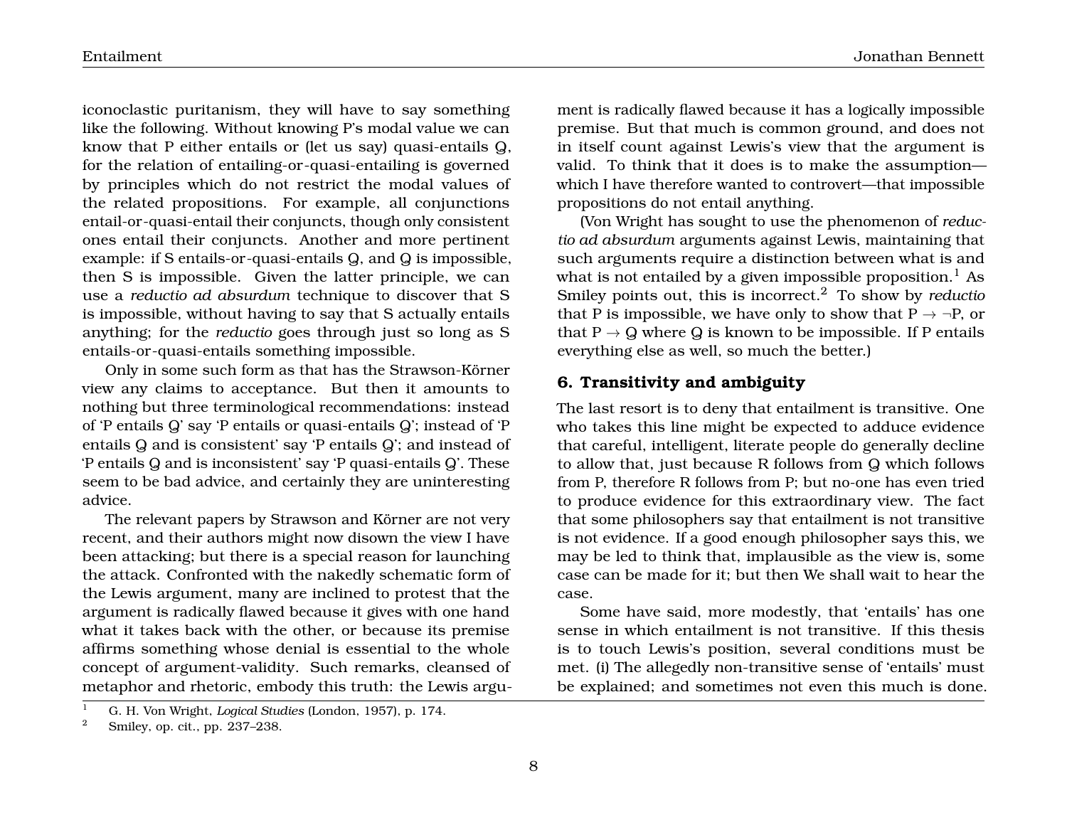iconoclastic puritanism, they will have to say something like the following. Without knowing P's modal value we can know that P either entails or (let us say) quasi-entails Q, for the relation of entailing-or-quasi-entailing is governed by principles which do not restrict the modal values of the related propositions. For example, all conjunctions entail-or-quasi-entail their conjuncts, though only consistent ones entail their conjuncts. Another and more pertinent example: if S entails-or-quasi-entails Q, and Q is impossible, then S is impossible. Given the latter principle, we can use a *reductio ad absurdum* technique to discover that S is impossible, without having to say that S actually entails anything; for the *reductio* goes through just so long as S entails-or-quasi-entails something impossible.

Only in some such form as that has the Strawson-Körner view any claims to acceptance. But then it amounts to nothing but three terminological recommendations: instead of 'P entails Q' say 'P entails or quasi-entails Q'; instead of 'P entails Q and is consistent' say 'P entails Q'; and instead of 'P entails Q and is inconsistent' say 'P quasi-entails Q'. These seem to be bad advice, and certainly they are uninteresting advice.

The relevant papers by Strawson and Körner are not very recent, and their authors might now disown the view I have been attacking; but there is a special reason for launching the attack. Confronted with the nakedly schematic form of the Lewis argument, many are inclined to protest that the argument is radically flawed because it gives with one hand what it takes back with the other, or because its premise affirms something whose denial is essential to the whole concept of argument-validity. Such remarks, cleansed of metaphor and rhetoric, embody this truth: the Lewis argument is radically flawed because it has a logically impossible premise. But that much is common ground, and does not in itself count against Lewis's view that the argument is valid. To think that it does is to make the assumption—which I have therefore wanted to controvert—that impossible propositions do not entail anything.

(Von Wright has sought to use the phenomenon of *reductio ad absurdum* arguments against Lewis, maintaining that such arguments require a distinction between what is and what is not entailed by a given impossible proposition.[1] As Smiley points out, this is incorrect.[2] To show by *reductio* that P is impossible, we have only to show that $P \to \neg P$, or that $P \to Q$ where Q is known to be impossible. If P entails everything else as well, so much the better.)

## 6. Transitivity and ambiguity

The last resort is to deny that entailment is transitive. One who takes this line might be expected to adduce evidence that careful, intelligent, literate people do generally decline to allow that, just because R follows from Q which follows from P, therefore R follows from P; but no-one has even tried to produce evidence for this extraordinary view. The fact that some philosophers say that entailment is not transitive is not evidence. If a good enough philosopher says this, we may be led to think that, implausible as the view is, some case can be made for it; but then We shall wait to hear the case.

Some have said, more modestly, that 'entails' has one sense in which entailment is not transitive. If this thesis is to touch Lewis's position, several conditions must be met. (i) The allegedly non-transitive sense of 'entails' must be explained; and sometimes not even this much is done.

[1] G. H. Von Wright, *Logical Studies* (London, 1957), p. 174.

[2] Smiley, op. cit., pp. 237–238.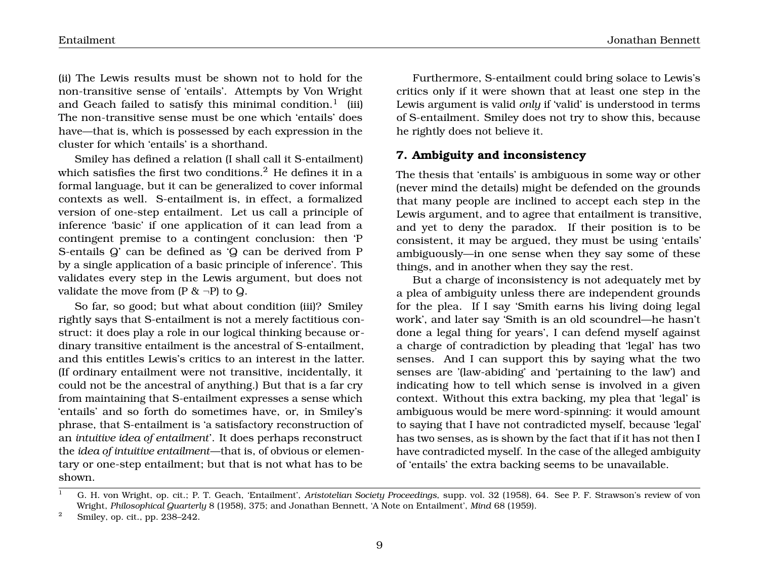(ii) The Lewis results must be shown not to hold for the non-transitive sense of 'entails'. Attempts by Von Wright and Geach failed to satisfy this minimal condition.[1] (iii) The non-transitive sense must be one which 'entails' does have—that is, which is possessed by each expression in the cluster for which 'entails' is a shorthand.

Smiley has defined a relation (I shall call it S-entailment) which satisfies the first two conditions.[2] He defines it in a formal language, but it can be generalized to cover informal contexts as well. S-entailment is, in effect, a formalized version of one-step entailment. Let us call a principle of inference 'basic' if one application of it can lead from a contingent premise to a contingent conclusion: then 'P S-entails Q' can be defined as 'Q can be derived from P by a single application of a basic principle of inference'. This validates every step in the Lewis argument, but does not validate the move from (P & ¬P) to Q.

So far, so good; but what about condition (iii)? Smiley rightly says that S-entailment is not a merely factitious construct: it does play a role in our logical thinking because ordinary transitive entailment is the ancestral of S-entailment, and this entitles Lewis's critics to an interest in the latter. (If ordinary entailment were not transitive, incidentally, it could not be the ancestral of anything.) But that is a far cry from maintaining that S-entailment expresses a sense which 'entails' and so forth do sometimes have, or, in Smiley's phrase, that S-entailment is 'a satisfactory reconstruction of an *intuitive idea of entailment*'. It does perhaps reconstruct the *idea of intuitive entailment*—that is, of obvious or elementary or one-step entailment; but that is not what has to be shown.

Furthermore, S-entailment could bring solace to Lewis's critics only if it were shown that at least one step in the Lewis argument is valid *only* if 'valid' is understood in terms of S-entailment. Smiley does not try to show this, because he rightly does not believe it.

## 7. Ambiguity and inconsistency

The thesis that 'entails' is ambiguous in some way or other (never mind the details) might be defended on the grounds that many people are inclined to accept each step in the Lewis argument, and to agree that entailment is transitive, and yet to deny the paradox. If their position is to be consistent, it may be argued, they must be using 'entails' ambiguously—in one sense when they say some of these things, and in another when they say the rest.

But a charge of inconsistency is not adequately met by a plea of ambiguity unless there are independent grounds for the plea. If I say 'Smith earns his living doing legal work', and later say 'Smith is an old scoundrel—he hasn't done a legal thing for years', I can defend myself against a charge of contradiction by pleading that 'legal' has two senses. And I can support this by saying what the two senses are '(law-abiding' and 'pertaining to the law') and indicating how to tell which sense is involved in a given context. Without this extra backing, my plea that 'legal' is ambiguous would be mere word-spinning: it would amount to saying that I have not contradicted myself, because 'legal' has two senses, as is shown by the fact that if it has not then I have contradicted myself. In the case of the alleged ambiguity of 'entails' the extra backing seems to be unavailable.

---

[1] G. H. von Wright, op. cit.; P. T. Geach, 'Entailment', *Aristotelian Society Proceedings*, supp. vol. 32 (1958), 64. See P. F. Strawson's review of von Wright, *Philosophical Quarterly* 8 (1958), 375; and Jonathan Bennett, 'A Note on Entailment', *Mind* 68 (1959).

[2] Smiley, op. cit., pp. 238–242.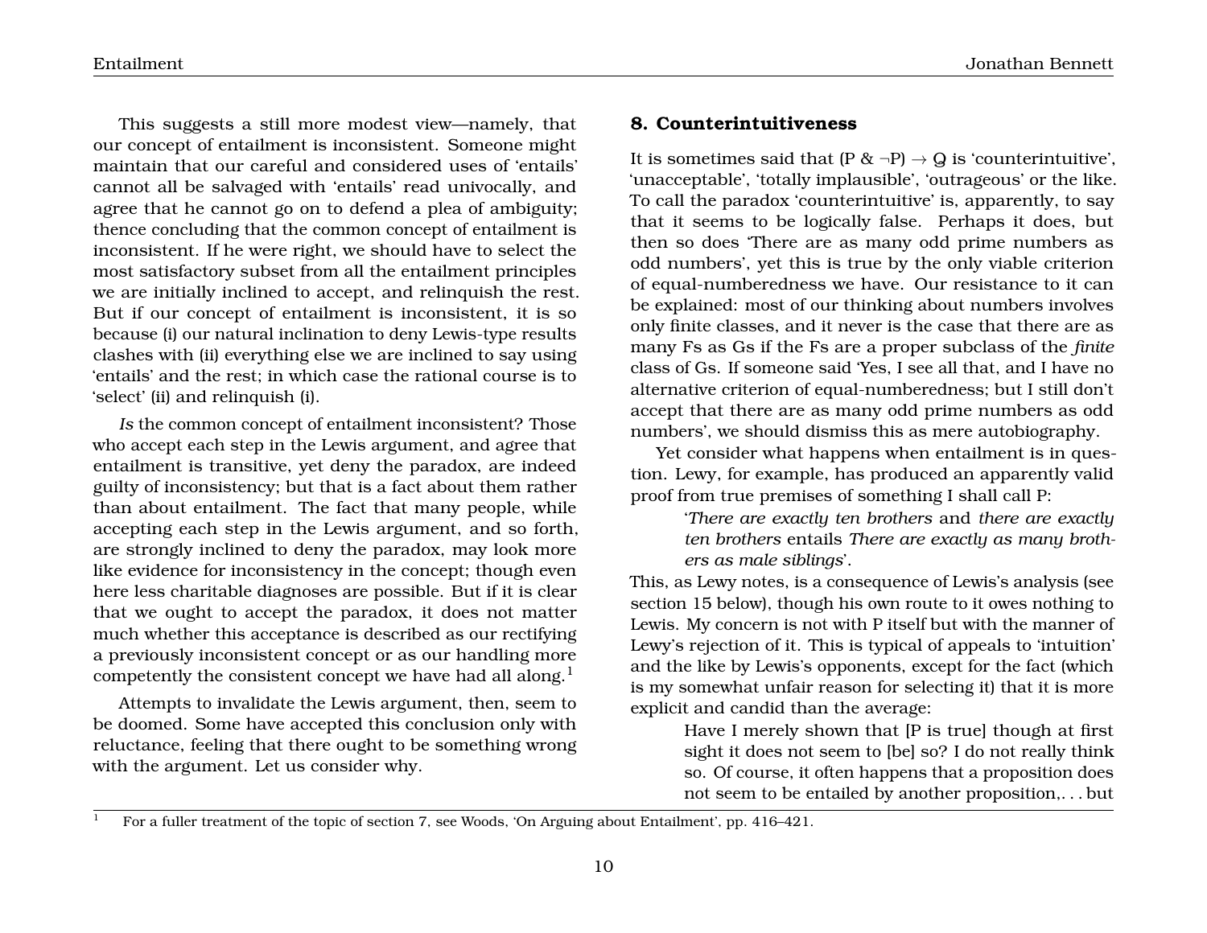This suggests a still more modest view—namely, that our concept of entailment is inconsistent. Someone might maintain that our careful and considered uses of 'entails' cannot all be salvaged with 'entails' read univocally, and agree that he cannot go on to defend a plea of ambiguity; thence concluding that the common concept of entailment is inconsistent. If he were right, we should have to select the most satisfactory subset from all the entailment principles we are initially inclined to accept, and relinquish the rest. But if our concept of entailment is inconsistent, it is so because (i) our natural inclination to deny Lewis-type results clashes with (ii) everything else we are inclined to say using 'entails' and the rest; in which case the rational course is to 'select' (ii) and relinquish (i).

*Is* the common concept of entailment inconsistent? Those who accept each step in the Lewis argument, and agree that entailment is transitive, yet deny the paradox, are indeed guilty of inconsistency; but that is a fact about them rather than about entailment. The fact that many people, while accepting each step in the Lewis argument, and so forth, are strongly inclined to deny the paradox, may look more like evidence for inconsistency in the concept; though even here less charitable diagnoses are possible. But if it is clear that we ought to accept the paradox, it does not matter much whether this acceptance is described as our rectifying a previously inconsistent concept or as our handling more competently the consistent concept we have had all along.[1]

Attempts to invalidate the Lewis argument, then, seem to be doomed. Some have accepted this conclusion only with reluctance, feeling that there ought to be something wrong with the argument. Let us consider why.

## 8. Counterintuitiveness

It is sometimes said that (P & ¬P) → Q is 'counterintuitive', 'unacceptable', 'totally implausible', 'outrageous' or the like. To call the paradox 'counterintuitive' is, apparently, to say that it seems to be logically false. Perhaps it does, but then so does 'There are as many odd prime numbers as odd numbers', yet this is true by the only viable criterion of equal-numberedness we have. Our resistance to it can be explained: most of our thinking about numbers involves only finite classes, and it never is the case that there are as many Fs as Gs if the Fs are a proper subclass of the *finite* class of Gs. If someone said 'Yes, I see all that, and I have no alternative criterion of equal-numberedness; but I still don't accept that there are as many odd prime numbers as odd numbers', we should dismiss this as mere autobiography.

Yet consider what happens when entailment is in question. Lewy, for example, has produced an apparently valid proof from true premises of something I shall call P:

> '*There are exactly ten brothers* and *there are exactly ten brothers* entails *There are exactly as many brothers as male siblings*'.

This, as Lewy notes, is a consequence of Lewis's analysis (see section 15 below), though his own route to it owes nothing to Lewis. My concern is not with P itself but with the manner of Lewy's rejection of it. This is typical of appeals to 'intuition' and the like by Lewis's opponents, except for the fact (which is my somewhat unfair reason for selecting it) that it is more explicit and candid than the average:

> Have I merely shown that [P is true] though at first sight it does not seem to [be] so? I do not really think so. Of course, it often happens that a proposition does not seem to be entailed by another proposition,. . . but

[1] For a fuller treatment of the topic of section 7, see Woods, 'On Arguing about Entailment', pp. 416–421.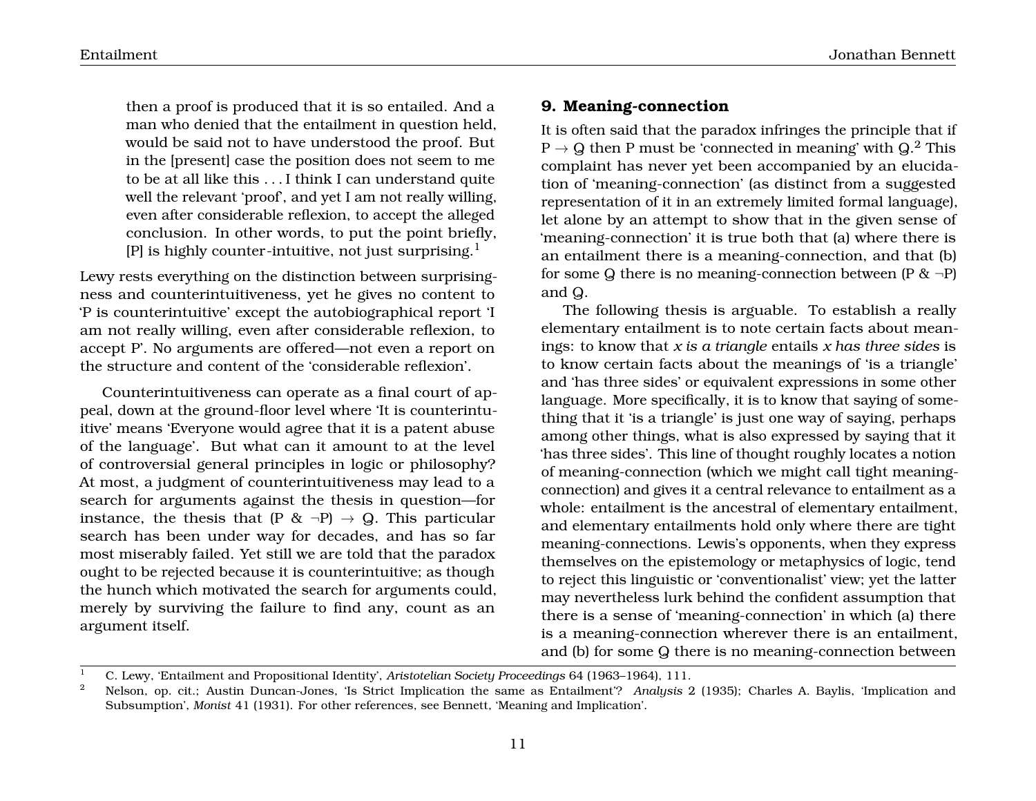> then a proof is produced that it is so entailed. And a man who denied that the entailment in question held, would be said not to have understood the proof. But in the [present] case the position does not seem to me to be at all like this . . . I think I can understand quite well the relevant 'proof', and yet I am not really willing, even after considerable reflexion, to accept the alleged conclusion. In other words, to put the point briefly, [P] is highly counter-intuitive, not just surprising.[1]

Lewy rests everything on the distinction between surprisingness and counterintuitiveness, yet he gives no content to 'P is counterintuitive' except the autobiographical report 'I am not really willing, even after considerable reflexion, to accept P'. No arguments are offered—not even a report on the structure and content of the 'considerable reflexion'.

Counterintuitiveness can operate as a final court of appeal, down at the ground-floor level where 'It is counterintuitive' means 'Everyone would agree that it is a patent abuse of the language'. But what can it amount to at the level of controversial general principles in logic or philosophy? At most, a judgment of counterintuitiveness may lead to a search for arguments against the thesis in question—for instance, the thesis that $(P \& \neg P) \rightarrow Q$. This particular search has been under way for decades, and has so far most miserably failed. Yet still we are told that the paradox ought to be rejected because it is counterintuitive; as though the hunch which motivated the search for arguments could, merely by surviving the failure to find any, count as an argument itself.

## 9. Meaning-connection

It is often said that the paradox infringes the principle that if $P \rightarrow Q$ then P must be 'connected in meaning' with Q.[2] This complaint has never yet been accompanied by an elucidation of 'meaning-connection' (as distinct from a suggested representation of it in an extremely limited formal language), let alone by an attempt to show that in the given sense of 'meaning-connection' it is true both that (a) where there is an entailment there is a meaning-connection, and that (b) for some Q there is no meaning-connection between $(P \& \neg P)$ and Q.

The following thesis is arguable. To establish a really elementary entailment is to note certain facts about meanings: to know that *x is a triangle* entails *x has three sides* is to know certain facts about the meanings of 'is a triangle' and 'has three sides' or equivalent expressions in some other language. More specifically, it is to know that saying of something that it 'is a triangle' is just one way of saying, perhaps among other things, what is also expressed by saying that it 'has three sides'. This line of thought roughly locates a notion of meaning-connection (which we might call tight meaning-connection) and gives it a central relevance to entailment as a whole: entailment is the ancestral of elementary entailment, and elementary entailments hold only where there are tight meaning-connections. Lewis's opponents, when they express themselves on the epistemology or metaphysics of logic, tend to reject this linguistic or 'conventionalist' view; yet the latter may nevertheless lurk behind the confident assumption that there is a sense of 'meaning-connection' in which (a) there is a meaning-connection wherever there is an entailment, and (b) for some Q there is no meaning-connection between

---

[1] C. Lewy, 'Entailment and Propositional Identity', *Aristotelian Society Proceedings* 64 (1963–1964), 111.

[2] Nelson, op. cit.; Austin Duncan-Jones, 'Is Strict Implication the same as Entailment'? *Analysis* 2 (1935); Charles A. Baylis, 'Implication and Subsumption', *Monist* 41 (1931). For other references, see Bennett, 'Meaning and Implication'.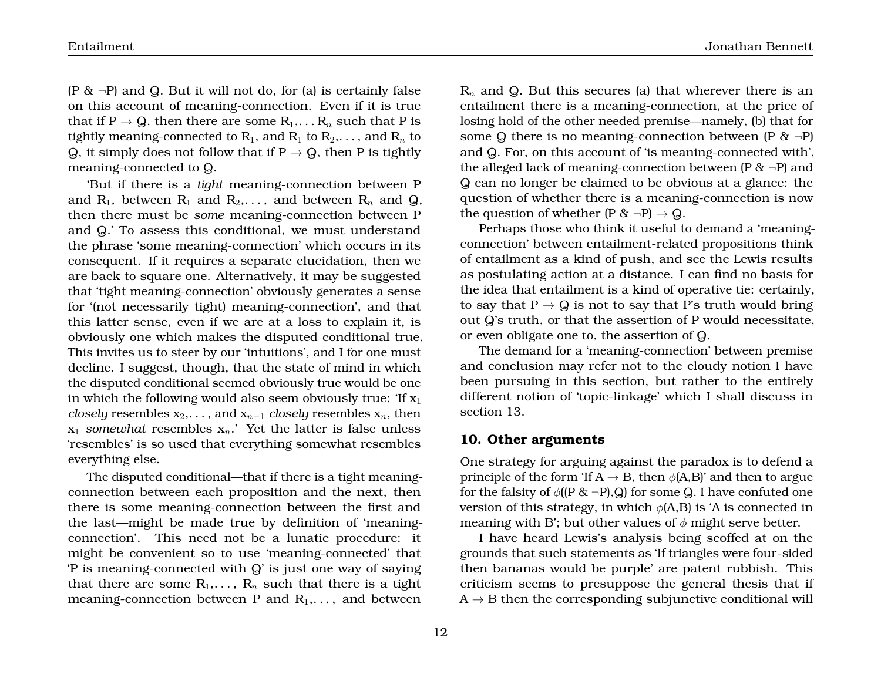(P & ¬P) and Q. But it will not do, for (a) is certainly false on this account of meaning-connection. Even if it is true that if $P \rightarrow Q$. then there are some $R_1, \ldots R_n$ such that P is tightly meaning-connected to $R_1$, and $R_1$ to $R_2, \ldots$, and $R_n$ to Q, it simply does not follow that if $P \rightarrow Q$, then P is tightly meaning-connected to Q.

'But if there is a *tight* meaning-connection between P and $R_1$, between $R_1$ and $R_2, \ldots$, and between $R_n$ and Q, then there must be *some* meaning-connection between P and Q.' To assess this conditional, we must understand the phrase 'some meaning-connection' which occurs in its consequent. If it requires a separate elucidation, then we are back to square one. Alternatively, it may be suggested that 'tight meaning-connection' obviously generates a sense for '(not necessarily tight) meaning-connection', and that this latter sense, even if we are at a loss to explain it, is obviously one which makes the disputed conditional true. This invites us to steer by our 'intuitions', and I for one must decline. I suggest, though, that the state of mind in which the disputed conditional seemed obviously true would be one in which the following would also seem obviously true: 'If $x_1$ *closely* resembles $x_2, \ldots$, and $x_{n-1}$ *closely* resembles $x_n$, then $x_1$ *somewhat* resembles $x_n$.' Yet the latter is false unless 'resembles' is so used that everything somewhat resembles everything else.

The disputed conditional—that if there is a tight meaning-connection between each proposition and the next, then there is some meaning-connection between the first and the last—might be made true by definition of 'meaning-connection'. This need not be a lunatic procedure: it might be convenient so to use 'meaning-connected' that 'P is meaning-connected with Q' is just one way of saying that there are some $R_1, \ldots, R_n$ such that there is a tight meaning-connection between P and $R_1, \ldots$, and between $R_n$ and Q. But this secures (a) that wherever there is an entailment there is a meaning-connection, at the price of losing hold of the other needed premise—namely, (b) that for some Q there is no meaning-connection between (P & ¬P) and Q. For, on this account of 'is meaning-connected with', the alleged lack of meaning-connection between (P & ¬P) and Q can no longer be claimed to be obvious at a glance: the question of whether there is a meaning-connection is now the question of whether (P & ¬P) → Q.

Perhaps those who think it useful to demand a 'meaning-connection' between entailment-related propositions think of entailment as a kind of push, and see the Lewis results as postulating action at a distance. I can find no basis for the idea that entailment is a kind of operative tie: certainly, to say that $P \rightarrow Q$ is not to say that P's truth would bring out Q's truth, or that the assertion of P would necessitate, or even obligate one to, the assertion of Q.

The demand for a 'meaning-connection' between premise and conclusion may refer not to the cloudy notion I have been pursuing in this section, but rather to the entirely different notion of 'topic-linkage' which I shall discuss in section 13.

## 10. Other arguments

One strategy for arguing against the paradox is to defend a principle of the form 'If $A \rightarrow B$, then $\phi$(A,B)' and then to argue for the falsity of $\phi$((P & ¬P),Q) for some Q. I have confuted one version of this strategy, in which $\phi$(A,B) is 'A is connected in meaning with B'; but other values of $\phi$ might serve better.

I have heard Lewis's analysis being scoffed at on the grounds that such statements as 'If triangles were four-sided then bananas would be purple' are patent rubbish. This criticism seems to presuppose the general thesis that if $A \rightarrow B$ then the corresponding subjunctive conditional will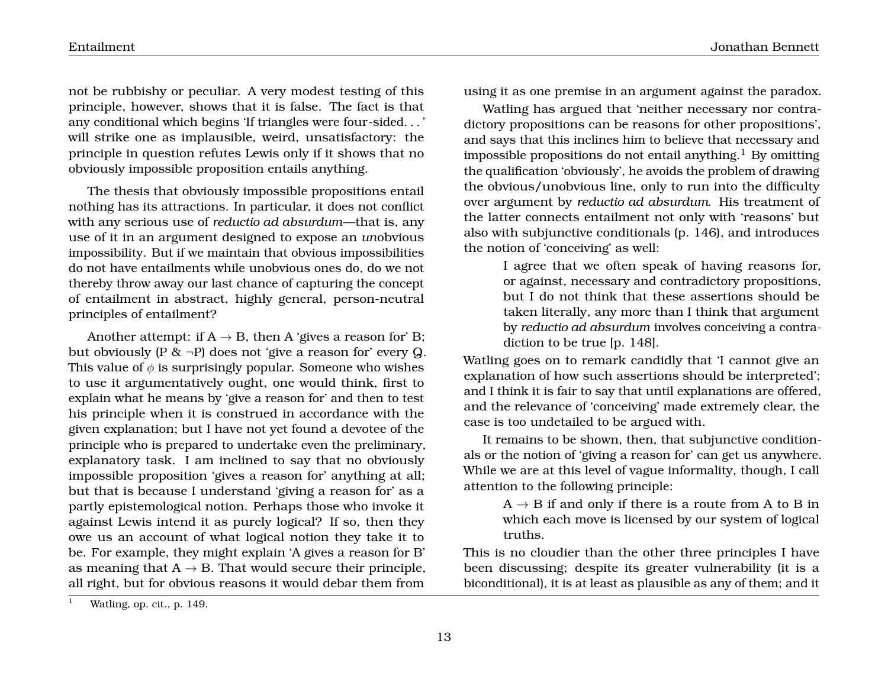not be rubbishy or peculiar. A very modest testing of this principle, however, shows that it is false. The fact is that any conditional which begins 'If triangles were four-sided. . . ' will strike one as implausible, weird, unsatisfactory: the principle in question refutes Lewis only if it shows that no obviously impossible proposition entails anything.

The thesis that obviously impossible propositions entail nothing has its attractions. In particular, it does not conflict with any serious use of *reductio ad absurdum*—that is, any use of it in an argument designed to expose an *un*obvious impossibility. But if we maintain that obvious impossibilities do not have entailments while unobvious ones do, do we not thereby throw away our last chance of capturing the concept of entailment in abstract, highly general, person-neutral principles of entailment?

Another attempt: if A $\rightarrow$ B, then A 'gives a reason for' B; but obviously (P & $\neg$P) does not 'give a reason for' every Q. This value of $\phi$ is surprisingly popular. Someone who wishes to use it argumentatively ought, one would think, first to explain what he means by 'give a reason for' and then to test his principle when it is construed in accordance with the given explanation; but I have not yet found a devotee of the principle who is prepared to undertake even the preliminary, explanatory task. I am inclined to say that no obviously impossible proposition 'gives a reason for' anything at all; but that is because I understand 'giving a reason for' as a partly epistemological notion. Perhaps those who invoke it against Lewis intend it as purely logical? If so, then they owe us an account of what logical notion they take it to be. For example, they might explain 'A gives a reason for B' as meaning that A $\rightarrow$ B. That would secure their principle, all right, but for obvious reasons it would debar them from using it as one premise in an argument against the paradox.

Watling has argued that 'neither necessary nor contradictory propositions can be reasons for other propositions', and says that this inclines him to believe that necessary and impossible propositions do not entail anything.[1] By omitting the qualification 'obviously', he avoids the problem of drawing the obvious/unobvious line, only to run into the difficulty over argument by *reductio ad absurdum*. His treatment of the latter connects entailment not only with 'reasons' but also with subjunctive conditionals (p. 146), and introduces the notion of 'conceiving' as well:

> I agree that we often speak of having reasons for, or against, necessary and contradictory propositions, but I do not think that these assertions should be taken literally, any more than I think that argument by *reductio ad absurdum* involves conceiving a contradiction to be true [p. 148].

Watling goes on to remark candidly that 'I cannot give an explanation of how such assertions should be interpreted'; and I think it is fair to say that until explanations are offered, and the relevance of 'conceiving' made extremely clear, the case is too undetailed to be argued with.

It remains to be shown, then, that subjunctive conditionals or the notion of 'giving a reason for' can get us anywhere. While we are at this level of vague informality, though, I call attention to the following principle:

> A $\rightarrow$ B if and only if there is a route from A to B in which each move is licensed by our system of logical truths.

This is no cloudier than the other three principles I have been discussing; despite its greater vulnerability (it is a biconditional), it is at least as plausible as any of them; and it

[1] Watling, op. cit., p. 149.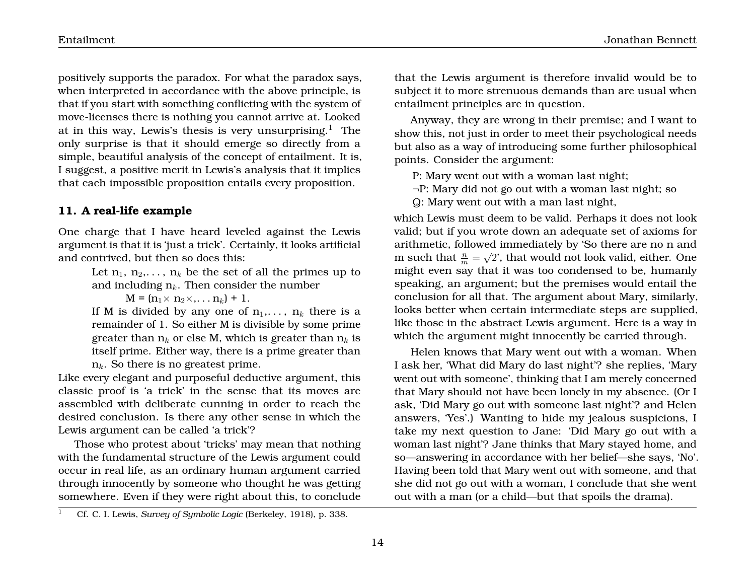positively supports the paradox. For what the paradox says, when interpreted in accordance with the above principle, is that if you start with something conflicting with the system of move-licenses there is nothing you cannot arrive at. Looked at in this way, Lewis's thesis is very unsurprising.[1] The only surprise is that it should emerge so directly from a simple, beautiful analysis of the concept of entailment. It is, I suggest, a positive merit in Lewis's analysis that it implies that each impossible proposition entails every proposition.

## 11. A real-life example

One charge that I have heard leveled against the Lewis argument is that it is 'just a trick'. Certainly, it looks artificial and contrived, but then so does this:

> Let $n_1, n_2, \ldots, n_k$ be the set of all the primes up to and including $n_k$. Then consider the number
>
> $M = (n_1 \times n_2 \times, \ldots n_k) + 1.$
>
> If M is divided by any one of $n_1, \ldots, n_k$ there is a remainder of 1. So either M is divisible by some prime greater than $n_k$ or else M, which is greater than $n_k$ is itself prime. Either way, there is a prime greater than $n_k$. So there is no greatest prime.

Like every elegant and purposeful deductive argument, this classic proof is 'a trick' in the sense that its moves are assembled with deliberate cunning in order to reach the desired conclusion. Is there any other sense in which the Lewis argument can be called 'a trick'?

Those who protest about 'tricks' may mean that nothing with the fundamental structure of the Lewis argument could occur in real life, as an ordinary human argument carried through innocently by someone who thought he was getting somewhere. Even if they were right about this, to conclude that the Lewis argument is therefore invalid would be to subject it to more strenuous demands than are usual when entailment principles are in question.

Anyway, they are wrong in their premise; and I want to show this, not just in order to meet their psychological needs but also as a way of introducing some further philosophical points. Consider the argument:

> P: Mary went out with a woman last night;
> ¬P: Mary did not go out with a woman last night; so
> Q: Mary went out with a man last night,

which Lewis must deem to be valid. Perhaps it does not look valid; but if you wrote down an adequate set of axioms for arithmetic, followed immediately by 'So there are no n and m such that $\frac{n}{m} = \sqrt{2}$', that would not look valid, either. One might even say that it was too condensed to be, humanly speaking, an argument; but the premises would entail the conclusion for all that. The argument about Mary, similarly, looks better when certain intermediate steps are supplied, like those in the abstract Lewis argument. Here is a way in which the argument might innocently be carried through.

Helen knows that Mary went out with a woman. When I ask her, 'What did Mary do last night'? she replies, 'Mary went out with someone', thinking that I am merely concerned that Mary should not have been lonely in my absence. (Or I ask, 'Did Mary go out with someone last night'? and Helen answers, 'Yes'.) Wanting to hide my jealous suspicions, I take my next question to Jane: 'Did Mary go out with a woman last night'? Jane thinks that Mary stayed home, and so—answering in accordance with her belief—she says, 'No'. Having been told that Mary went out with someone, and that she did not go out with a woman, I conclude that she went out with a man (or a child—but that spoils the drama).

[1] Cf. C. I. Lewis, *Survey of Symbolic Logic* (Berkeley, 1918), p. 338.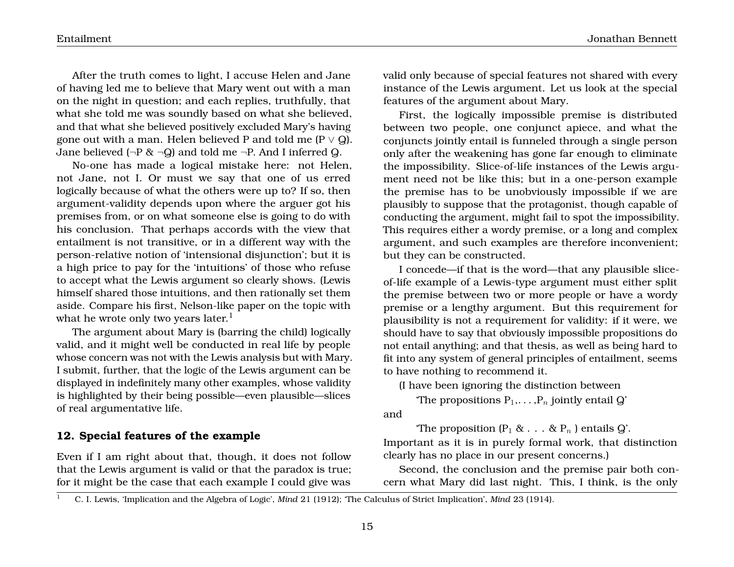After the truth comes to light, I accuse Helen and Jane of having led me to believe that Mary went out with a man on the night in question; and each replies, truthfully, that what she told me was soundly based on what she believed, and that what she believed positively excluded Mary's having gone out with a man. Helen believed P and told me (P ∨ Q). Jane believed (¬P & ¬Q) and told me ¬P. And I inferred Q.

No-one has made a logical mistake here: not Helen, not Jane, not I. Or must we say that one of us erred logically because of what the others were up to? If so, then argument-validity depends upon where the arguer got his premises from, or on what someone else is going to do with his conclusion. That perhaps accords with the view that entailment is not transitive, or in a different way with the person-relative notion of 'intensional disjunction'; but it is a high price to pay for the 'intuitions' of those who refuse to accept what the Lewis argument so clearly shows. (Lewis himself shared those intuitions, and then rationally set them aside. Compare his first, Nelson-like paper on the topic with what he wrote only two years later.[1]

The argument about Mary is (barring the child) logically valid, and it might well be conducted in real life by people whose concern was not with the Lewis analysis but with Mary. I submit, further, that the logic of the Lewis argument can be displayed in indefinitely many other examples, whose validity is highlighted by their being possible—even plausible—slices of real argumentative life.

## 12. Special features of the example

Even if I am right about that, though, it does not follow that the Lewis argument is valid or that the paradox is true; for it might be the case that each example I could give was valid only because of special features not shared with every instance of the Lewis argument. Let us look at the special features of the argument about Mary.

First, the logically impossible premise is distributed between two people, one conjunct apiece, and what the conjuncts jointly entail is funneled through a single person only after the weakening has gone far enough to eliminate the impossibility. Slice-of-life instances of the Lewis argument need not be like this; but in a one-person example the premise has to be unobviously impossible if we are plausibly to suppose that the protagonist, though capable of conducting the argument, might fail to spot the impossibility. This requires either a wordy premise, or a long and complex argument, and such examples are therefore inconvenient; but they can be constructed.

I concede—if that is the word—that any plausible slice-of-life example of a Lewis-type argument must either split the premise between two or more people or have a wordy premise or a lengthy argument. But this requirement for plausibility is not a requirement for validity: if it were, we should have to say that obviously impossible propositions do not entail anything; and that thesis, as well as being hard to fit into any system of general principles of entailment, seems to have nothing to recommend it.

(I have been ignoring the distinction between

'The propositions $P_1, \ldots, P_n$ jointly entail Q'

and

'The proposition ($P_1$ & . . . & $P_n$ ) entails Q'.

Important as it is in purely formal work, that distinction clearly has no place in our present concerns.)

Second, the conclusion and the premise pair both concern what Mary did last night. This, I think, is the only

[1] C. I. Lewis, 'Implication and the Algebra of Logic', *Mind* 21 (1912); 'The Calculus of Strict Implication', *Mind* 23 (1914).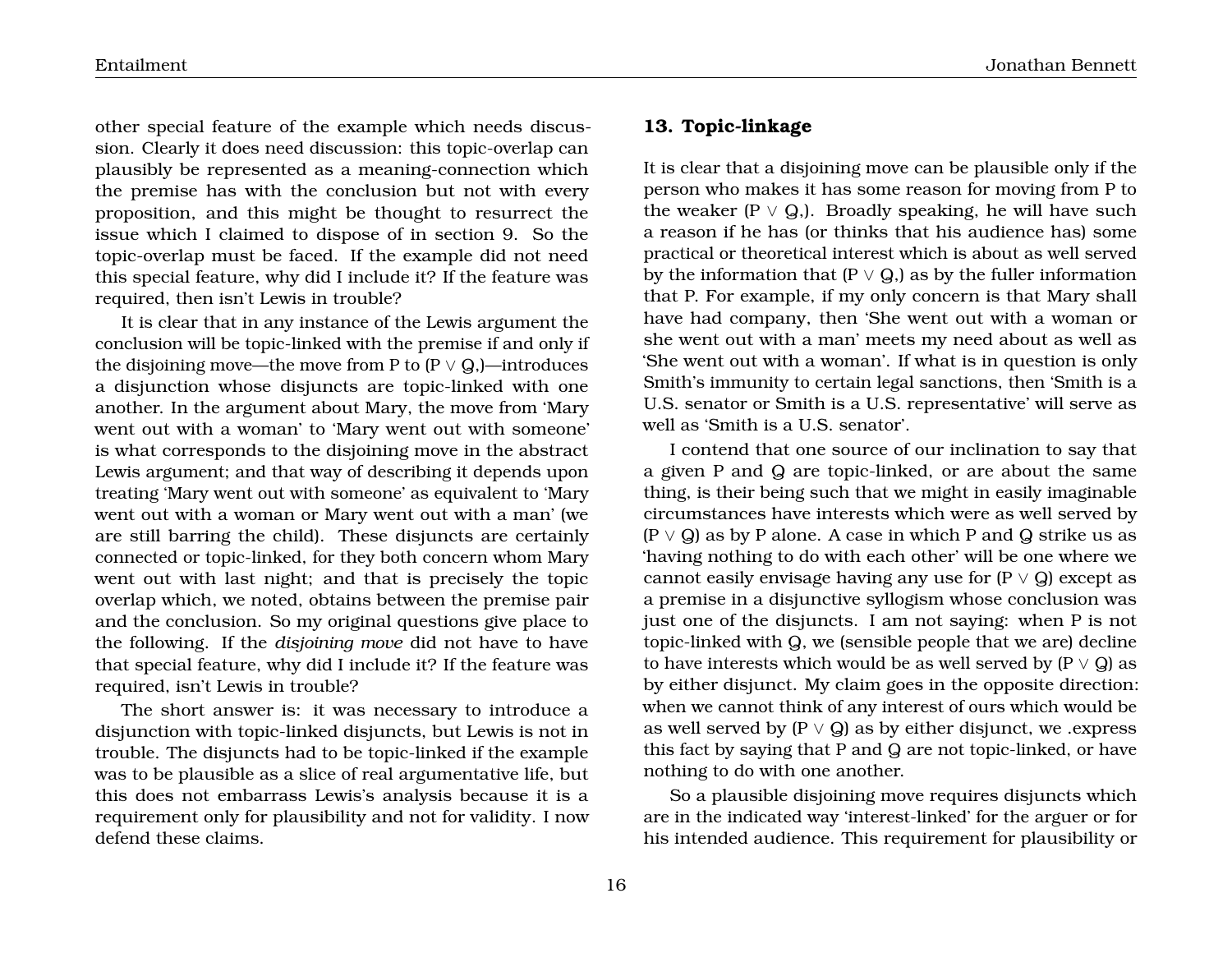other special feature of the example which needs discussion. Clearly it does need discussion: this topic-overlap can plausibly be represented as a meaning-connection which the premise has with the conclusion but not with every proposition, and this might be thought to resurrect the issue which I claimed to dispose of in section 9. So the topic-overlap must be faced. If the example did not need this special feature, why did I include it? If the feature was required, then isn't Lewis in trouble?

It is clear that in any instance of the Lewis argument the conclusion will be topic-linked with the premise if and only if the disjoining move—the move from P to (P ∨ Q,)—introduces a disjunction whose disjuncts are topic-linked with one another. In the argument about Mary, the move from 'Mary went out with a woman' to 'Mary went out with someone' is what corresponds to the disjoining move in the abstract Lewis argument; and that way of describing it depends upon treating 'Mary went out with someone' as equivalent to 'Mary went out with a woman or Mary went out with a man' (we are still barring the child). These disjuncts are certainly connected or topic-linked, for they both concern whom Mary went out with last night; and that is precisely the topic overlap which, we noted, obtains between the premise pair and the conclusion. So my original questions give place to the following. If the *disjoining move* did not have to have that special feature, why did I include it? If the feature was required, isn't Lewis in trouble?

The short answer is: it was necessary to introduce a disjunction with topic-linked disjuncts, but Lewis is not in trouble. The disjuncts had to be topic-linked if the example was to be plausible as a slice of real argumentative life, but this does not embarrass Lewis's analysis because it is a requirement only for plausibility and not for validity. I now defend these claims.

## 13. Topic-linkage

It is clear that a disjoining move can be plausible only if the person who makes it has some reason for moving from P to the weaker (P ∨ Q,). Broadly speaking, he will have such a reason if he has (or thinks that his audience has) some practical or theoretical interest which is about as well served by the information that (P ∨ Q,) as by the fuller information that P. For example, if my only concern is that Mary shall have had company, then 'She went out with a woman or she went out with a man' meets my need about as well as 'She went out with a woman'. If what is in question is only Smith's immunity to certain legal sanctions, then 'Smith is a U.S. senator or Smith is a U.S. representative' will serve as well as 'Smith is a U.S. senator'.

I contend that one source of our inclination to say that a given P and Q are topic-linked, or are about the same thing, is their being such that we might in easily imaginable circumstances have interests which were as well served by (P ∨ Q) as by P alone. A case in which P and Q strike us as 'having nothing to do with each other' will be one where we cannot easily envisage having any use for (P ∨ Q) except as a premise in a disjunctive syllogism whose conclusion was just one of the disjuncts. I am not saying: when P is not topic-linked with Q, we (sensible people that we are) decline to have interests which would be as well served by (P ∨ Q) as by either disjunct. My claim goes in the opposite direction: when we cannot think of any interest of ours which would be as well served by (P ∨ Q) as by either disjunct, we .express this fact by saying that P and Q are not topic-linked, or have nothing to do with one another.

So a plausible disjoining move requires disjuncts which are in the indicated way 'interest-linked' for the arguer or for his intended audience. This requirement for plausibility or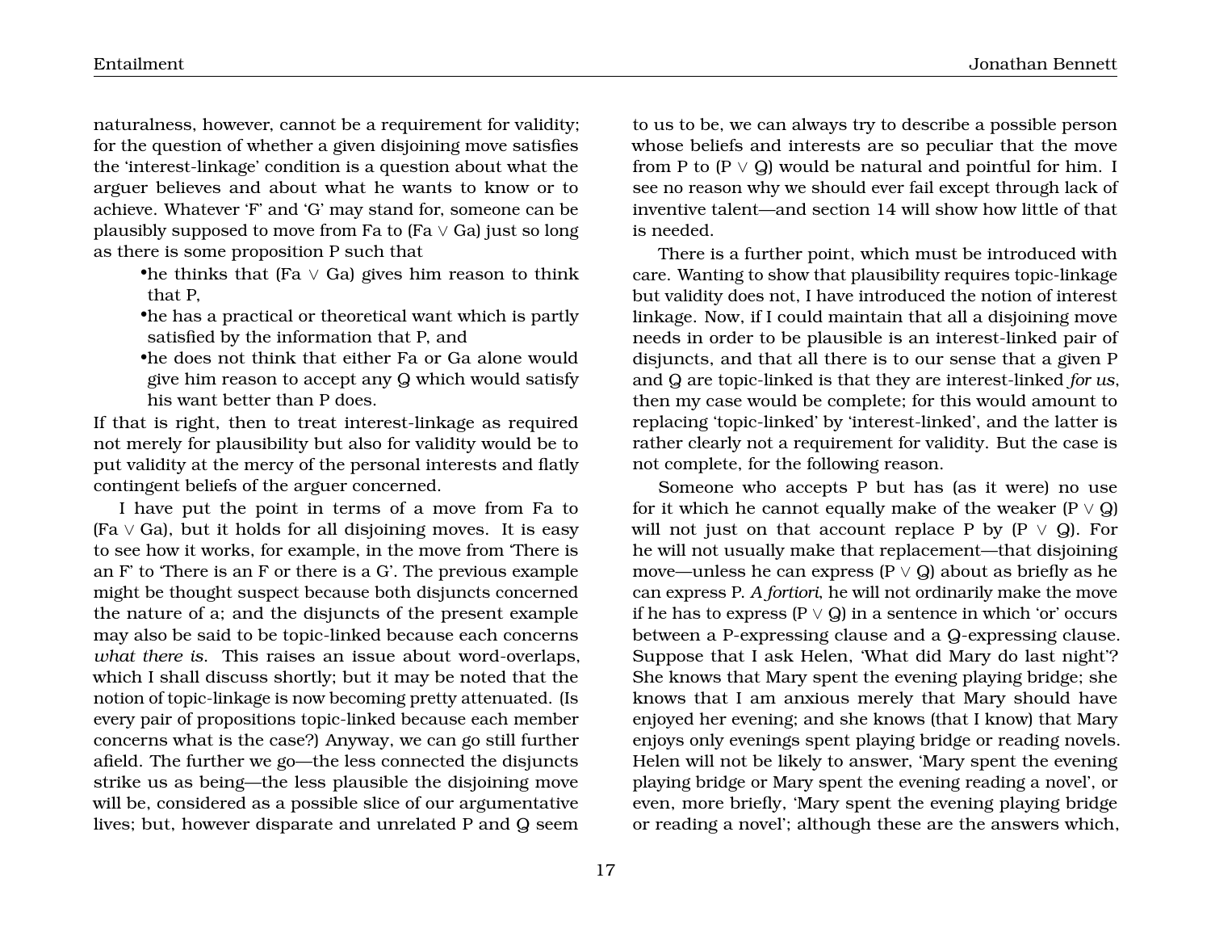naturalness, however, cannot be a requirement for validity; for the question of whether a given disjoining move satisfies the 'interest-linkage' condition is a question about what the arguer believes and about what he wants to know or to achieve. Whatever 'F' and 'G' may stand for, someone can be plausibly supposed to move from Fa to (Fa ∨ Ga) just so long as there is some proposition P such that

- he thinks that (Fa ∨ Ga) gives him reason to think that P,
- he has a practical or theoretical want which is partly satisfied by the information that P, and
- he does not think that either Fa or Ga alone would give him reason to accept any Q which would satisfy his want better than P does.

If that is right, then to treat interest-linkage as required not merely for plausibility but also for validity would be to put validity at the mercy of the personal interests and flatly contingent beliefs of the arguer concerned.

I have put the point in terms of a move from Fa to (Fa ∨ Ga), but it holds for all disjoining moves. It is easy to see how it works, for example, in the move from 'There is an F' to 'There is an F or there is a G'. The previous example might be thought suspect because both disjuncts concerned the nature of a; and the disjuncts of the present example may also be said to be topic-linked because each concerns *what there is*. This raises an issue about word-overlaps, which I shall discuss shortly; but it may be noted that the notion of topic-linkage is now becoming pretty attenuated. (Is every pair of propositions topic-linked because each member concerns what is the case?) Anyway, we can go still further afield. The further we go—the less connected the disjuncts strike us as being—the less plausible the disjoining move will be, considered as a possible slice of our argumentative lives; but, however disparate and unrelated P and Q seem to us to be, we can always try to describe a possible person whose beliefs and interests are so peculiar that the move from P to (P ∨ Q) would be natural and pointful for him. I see no reason why we should ever fail except through lack of inventive talent—and section 14 will show how little of that is needed.

There is a further point, which must be introduced with care. Wanting to show that plausibility requires topic-linkage but validity does not, I have introduced the notion of interest linkage. Now, if I could maintain that all a disjoining move needs in order to be plausible is an interest-linked pair of disjuncts, and that all there is to our sense that a given P and Q are topic-linked is that they are interest-linked *for us*, then my case would be complete; for this would amount to replacing 'topic-linked' by 'interest-linked', and the latter is rather clearly not a requirement for validity. But the case is not complete, for the following reason.

Someone who accepts P but has (as it were) no use for it which he cannot equally make of the weaker (P ∨ Q) will not just on that account replace P by (P ∨ Q). For he will not usually make that replacement—that disjoining move—unless he can express (P ∨ Q) about as briefly as he can express P. *A fortiori*, he will not ordinarily make the move if he has to express (P ∨ Q) in a sentence in which 'or' occurs between a P-expressing clause and a Q-expressing clause. Suppose that I ask Helen, 'What did Mary do last night'? She knows that Mary spent the evening playing bridge; she knows that I am anxious merely that Mary should have enjoyed her evening; and she knows (that I know) that Mary enjoys only evenings spent playing bridge or reading novels. Helen will not be likely to answer, 'Mary spent the evening playing bridge or Mary spent the evening reading a novel', or even, more briefly, 'Mary spent the evening playing bridge or reading a novel'; although these are the answers which,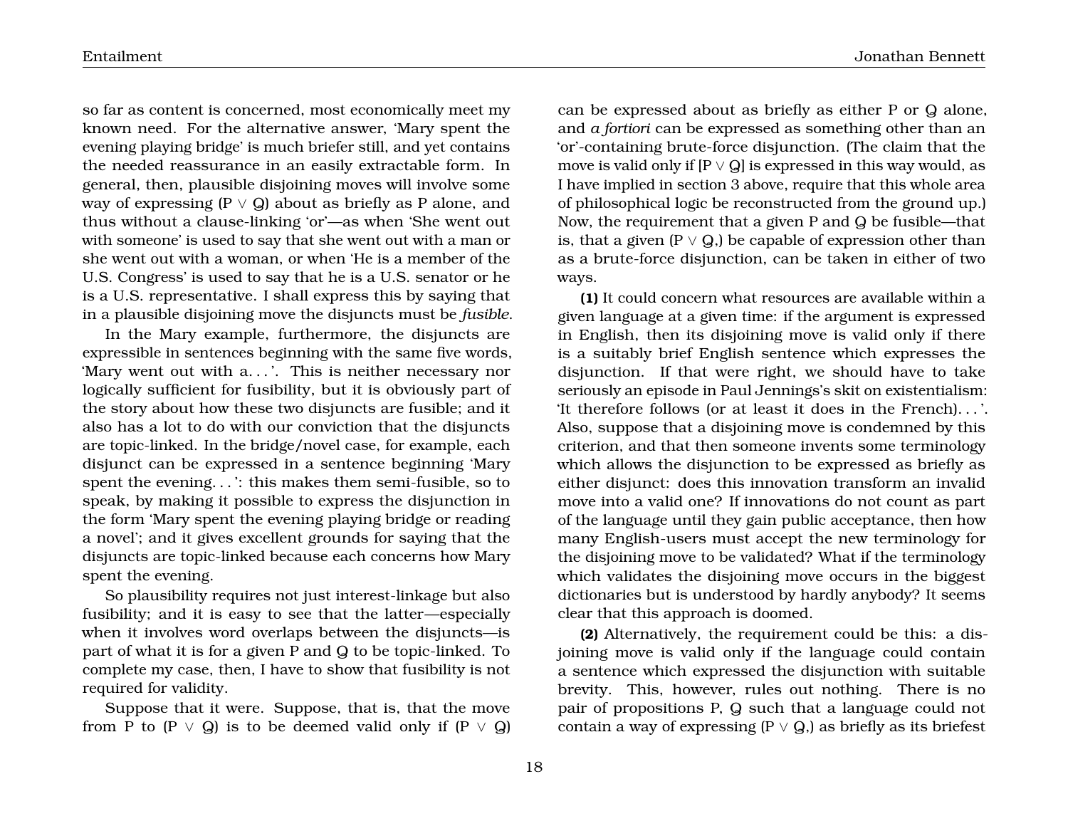so far as content is concerned, most economically meet my known need. For the alternative answer, 'Mary spent the evening playing bridge' is much briefer still, and yet contains the needed reassurance in an easily extractable form. In general, then, plausible disjoining moves will involve some way of expressing (P ∨ Q) about as briefly as P alone, and thus without a clause-linking 'or'—as when 'She went out with someone' is used to say that she went out with a man or she went out with a woman, or when 'He is a member of the U.S. Congress' is used to say that he is a U.S. senator or he is a U.S. representative. I shall express this by saying that in a plausible disjoining move the disjuncts must be *fusible*.

In the Mary example, furthermore, the disjuncts are expressible in sentences beginning with the same five words, 'Mary went out with a. . . '. This is neither necessary nor logically sufficient for fusibility, but it is obviously part of the story about how these two disjuncts are fusible; and it also has a lot to do with our conviction that the disjuncts are topic-linked. In the bridge/novel case, for example, each disjunct can be expressed in a sentence beginning 'Mary spent the evening. . . ': this makes them semi-fusible, so to speak, by making it possible to express the disjunction in the form 'Mary spent the evening playing bridge or reading a novel'; and it gives excellent grounds for saying that the disjuncts are topic-linked because each concerns how Mary spent the evening.

So plausibility requires not just interest-linkage but also fusibility; and it is easy to see that the latter—especially when it involves word overlaps between the disjuncts—is part of what it is for a given P and Q to be topic-linked. To complete my case, then, I have to show that fusibility is not required for validity.

Suppose that it were. Suppose, that is, that the move from P to (P ∨ Q) is to be deemed valid only if (P ∨ Q) can be expressed about as briefly as either P or Q alone, and *a fortiori* can be expressed as something other than an 'or'-containing brute-force disjunction. (The claim that the move is valid only if [P ∨ Q] is expressed in this way would, as I have implied in section 3 above, require that this whole area of philosophical logic be reconstructed from the ground up.) Now, the requirement that a given P and Q be fusible—that is, that a given (P ∨ Q,) be capable of expression other than as a brute-force disjunction, can be taken in either of two ways.

**(1)** It could concern what resources are available within a given language at a given time: if the argument is expressed in English, then its disjoining move is valid only if there is a suitably brief English sentence which expresses the disjunction. If that were right, we should have to take seriously an episode in Paul Jennings's skit on existentialism: 'It therefore follows (or at least it does in the French). . . '. Also, suppose that a disjoining move is condemned by this criterion, and that then someone invents some terminology which allows the disjunction to be expressed as briefly as either disjunct: does this innovation transform an invalid move into a valid one? If innovations do not count as part of the language until they gain public acceptance, then how many English-users must accept the new terminology for the disjoining move to be validated? What if the terminology which validates the disjoining move occurs in the biggest dictionaries but is understood by hardly anybody? It seems clear that this approach is doomed.

**(2)** Alternatively, the requirement could be this: a disjoining move is valid only if the language could contain a sentence which expressed the disjunction with suitable brevity. This, however, rules out nothing. There is no pair of propositions P, Q such that a language could not contain a way of expressing (P ∨ Q,) as briefly as its briefest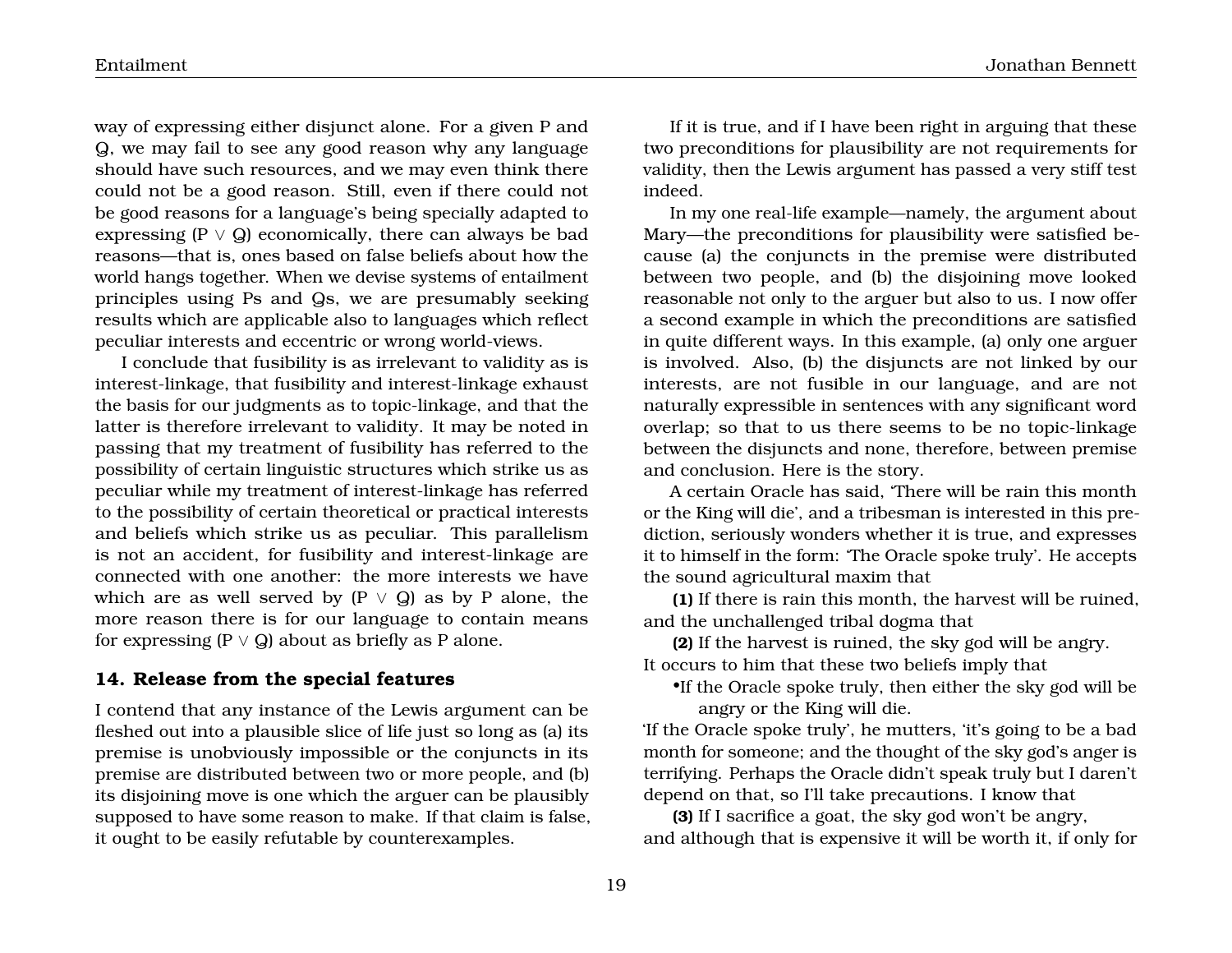way of expressing either disjunct alone. For a given P and Q, we may fail to see any good reason why any language should have such resources, and we may even think there could not be a good reason. Still, even if there could not be good reasons for a language's being specially adapted to expressing (P ∨ Q) economically, there can always be bad reasons—that is, ones based on false beliefs about how the world hangs together. When we devise systems of entailment principles using Ps and Qs, we are presumably seeking results which are applicable also to languages which reflect peculiar interests and eccentric or wrong world-views.

I conclude that fusibility is as irrelevant to validity as is interest-linkage, that fusibility and interest-linkage exhaust the basis for our judgments as to topic-linkage, and that the latter is therefore irrelevant to validity. It may be noted in passing that my treatment of fusibility has referred to the possibility of certain linguistic structures which strike us as peculiar while my treatment of interest-linkage has referred to the possibility of certain theoretical or practical interests and beliefs which strike us as peculiar. This parallelism is not an accident, for fusibility and interest-linkage are connected with one another: the more interests we have which are as well served by (P ∨ Q) as by P alone, the more reason there is for our language to contain means for expressing (P ∨ Q) about as briefly as P alone.

### 14. Release from the special features

I contend that any instance of the Lewis argument can be fleshed out into a plausible slice of life just so long as (a) its premise is unobviously impossible or the conjuncts in its premise are distributed between two or more people, and (b) its disjoining move is one which the arguer can be plausibly supposed to have some reason to make. If that claim is false, it ought to be easily refutable by counterexamples.

If it is true, and if I have been right in arguing that these two preconditions for plausibility are not requirements for validity, then the Lewis argument has passed a very stiff test indeed.

In my one real-life example—namely, the argument about Mary—the preconditions for plausibility were satisfied because (a) the conjuncts in the premise were distributed between two people, and (b) the disjoining move looked reasonable not only to the arguer but also to us. I now offer a second example in which the preconditions are satisfied in quite different ways. In this example, (a) only one arguer is involved. Also, (b) the disjuncts are not linked by our interests, are not fusible in our language, and are not naturally expressible in sentences with any significant word overlap; so that to us there seems to be no topic-linkage between the disjuncts and none, therefore, between premise and conclusion. Here is the story.

A certain Oracle has said, 'There will be rain this month or the King will die', and a tribesman is interested in this prediction, seriously wonders whether it is true, and expresses it to himself in the form: 'The Oracle spoke truly'. He accepts the sound agricultural maxim that

**(1)** If there is rain this month, the harvest will be ruined, and the unchallenged tribal dogma that

**(2)** If the harvest is ruined, the sky god will be angry.

It occurs to him that these two beliefs imply that

- If the Oracle spoke truly, then either the sky god will be angry or the King will die.

'If the Oracle spoke truly', he mutters, 'it's going to be a bad month for someone; and the thought of the sky god's anger is terrifying. Perhaps the Oracle didn't speak truly but I daren't depend on that, so I'll take precautions. I know that

**(3)** If I sacrifice a goat, the sky god won't be angry, and although that is expensive it will be worth it, if only for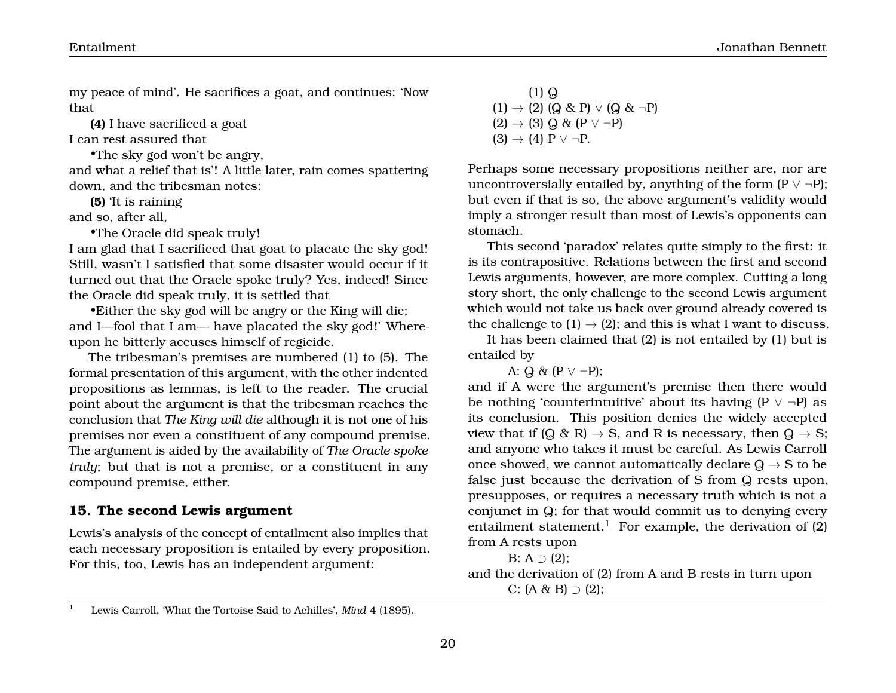my peace of mind'. He sacrifices a goat, and continues: 'Now that

**(4)** I have sacrificed a goat

I can rest assured that

•The sky god won't be angry,

and what a relief that is'! A little later, rain comes spattering down, and the tribesman notes:

**(5)** 'It is raining

and so, after all,

•The Oracle did speak truly!

I am glad that I sacrificed that goat to placate the sky god! Still, wasn't I satisfied that some disaster would occur if it turned out that the Oracle spoke truly? Yes, indeed! Since the Oracle did speak truly, it is settled that

•Either the sky god will be angry or the King will die;

and I—fool that I am— have placated the sky god!' Whereupon he bitterly accuses himself of regicide.

The tribesman's premises are numbered (1) to (5). The formal presentation of this argument, with the other indented propositions as lemmas, is left to the reader. The crucial point about the argument is that the tribesman reaches the conclusion that *The King will die* although it is not one of his premises nor even a constituent of any compound premise. The argument is aided by the availability of *The Oracle spoke truly*; but that is not a premise, or a constituent in any compound premise, either.

## 15. The second Lewis argument

Lewis's analysis of the concept of entailment also implies that each necessary proposition is entailed by every proposition. For this, too, Lewis has an independent argument:

(1) Q

(1) → (2) (Q & P) ∨ (Q & ¬P)

(2) → (3) Q & (P ∨ ¬P)

(3) → (4) P ∨ ¬P.

Perhaps some necessary propositions neither are, nor are uncontroversially entailed by, anything of the form (P ∨ ¬P); but even if that is so, the above argument's validity would imply a stronger result than most of Lewis's opponents can stomach.

This second 'paradox' relates quite simply to the first: it is its contrapositive. Relations between the first and second Lewis arguments, however, are more complex. Cutting a long story short, the only challenge to the second Lewis argument which would not take us back over ground already covered is the challenge to (1) → (2); and this is what I want to discuss.

It has been claimed that (2) is not entailed by (1) but is entailed by

A: Q & (P ∨ ¬P);

and if A were the argument's premise then there would be nothing 'counterintuitive' about its having (P ∨ ¬P) as its conclusion. This position denies the widely accepted view that if (Q & R) → S, and R is necessary, then Q → S; and anyone who takes it must be careful. As Lewis Carroll once showed, we cannot automatically declare Q → S to be false just because the derivation of S from Q rests upon, presupposes, or requires a necessary truth which is not a conjunct in Q; for that would commit us to denying every entailment statement.[1] For example, the derivation of (2) from A rests upon

B: A ⊃ (2);

and the derivation of (2) from A and B rests in turn upon

C: (A & B) ⊃ (2);

[1] Lewis Carroll, 'What the Tortoise Said to Achilles', *Mind* 4 (1895).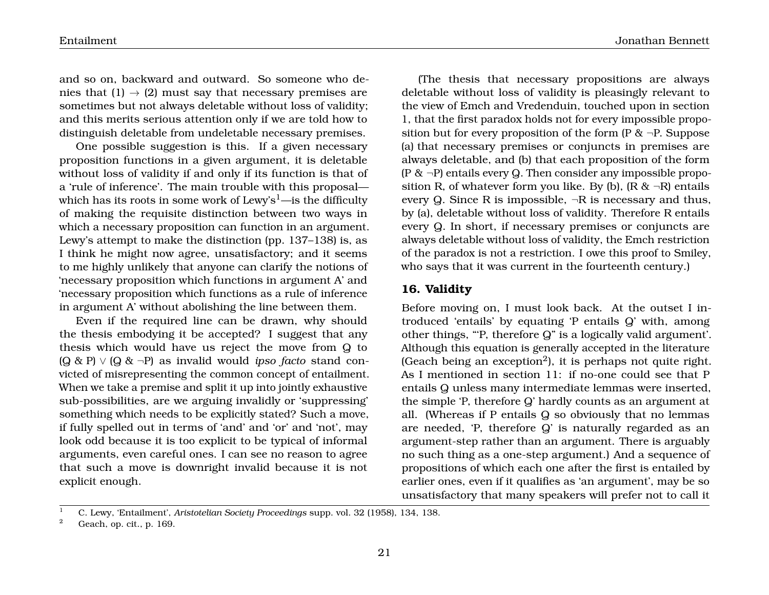and so on, backward and outward. So someone who denies that (1) $\rightarrow$ (2) must say that necessary premises are sometimes but not always deletable without loss of validity; and this merits serious attention only if we are told how to distinguish deletable from undeletable necessary premises.

One possible suggestion is this. If a given necessary proposition functions in a given argument, it is deletable without loss of validity if and only if its function is that of a 'rule of inference'. The main trouble with this proposal—which has its roots in some work of Lewy's[1]—is the difficulty of making the requisite distinction between two ways in which a necessary proposition can function in an argument. Lewy's attempt to make the distinction (pp. 137–138) is, as I think he might now agree, unsatisfactory; and it seems to me highly unlikely that anyone can clarify the notions of 'necessary proposition which functions in argument A' and 'necessary proposition which functions as a rule of inference in argument A' without abolishing the line between them.

Even if the required line can be drawn, why should the thesis embodying it be accepted? I suggest that any thesis which would have us reject the move from Q to (Q & P) $\vee$ (Q & $\neg$P) as invalid would *ipso facto* stand convicted of misrepresenting the common concept of entailment. When we take a premise and split it up into jointly exhaustive sub-possibilities, are we arguing invalidly or 'suppressing' something which needs to be explicitly stated? Such a move, if fully spelled out in terms of 'and' and 'or' and 'not', may look odd because it is too explicit to be typical of informal arguments, even careful ones. I can see no reason to agree that such a move is downright invalid because it is not explicit enough.

(The thesis that necessary propositions are always deletable without loss of validity is pleasingly relevant to the view of Emch and Vredenduin, touched upon in section 1, that the first paradox holds not for every impossible proposition but for every proposition of the form (P & $\neg$P. Suppose (a) that necessary premises or conjuncts in premises are always deletable, and (b) that each proposition of the form (P & $\neg$P) entails every Q. Then consider any impossible proposition R, of whatever form you like. By (b), (R & $\neg$R) entails every Q. Since R is impossible, $\neg$R is necessary and thus, by (a), deletable without loss of validity. Therefore R entails every Q. In short, if necessary premises or conjuncts are always deletable without loss of validity, the Emch restriction of the paradox is not a restriction. I owe this proof to Smiley, who says that it was current in the fourteenth century.)

## 16. Validity

Before moving on, I must look back. At the outset I introduced 'entails' by equating 'P entails Q' with, among other things, "'P, therefore Q" is a logically valid argument'. Although this equation is generally accepted in the literature (Geach being an exception[2]), it is perhaps not quite right. As I mentioned in section 11: if no-one could see that P entails Q unless many intermediate lemmas were inserted, the simple 'P, therefore Q' hardly counts as an argument at all. (Whereas if P entails Q so obviously that no lemmas are needed, 'P, therefore Q' is naturally regarded as an argument-step rather than an argument. There is arguably no such thing as a one-step argument.) And a sequence of propositions of which each one after the first is entailed by earlier ones, even if it qualifies as 'an argument', may be so unsatisfactory that many speakers will prefer not to call it

---

[1] C. Lewy, 'Entailment', *Aristotelian Society Proceedings* supp. vol. 32 (1958), 134, 138.

[2] Geach, op. cit., p. 169.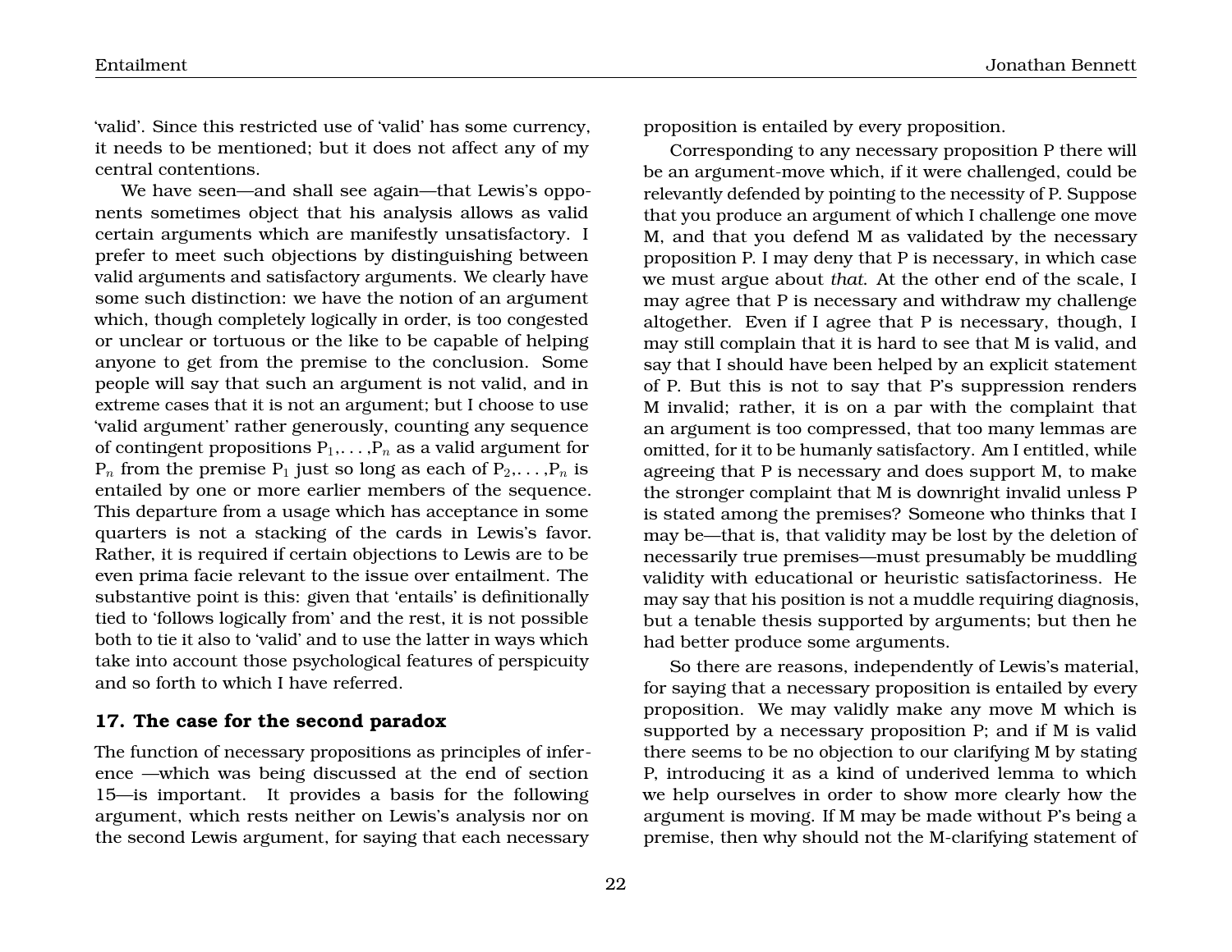'valid'. Since this restricted use of 'valid' has some currency, it needs to be mentioned; but it does not affect any of my central contentions.

We have seen—and shall see again—that Lewis's opponents sometimes object that his analysis allows as valid certain arguments which are manifestly unsatisfactory. I prefer to meet such objections by distinguishing between valid arguments and satisfactory arguments. We clearly have some such distinction: we have the notion of an argument which, though completely logically in order, is too congested or unclear or tortuous or the like to be capable of helping anyone to get from the premise to the conclusion. Some people will say that such an argument is not valid, and in extreme cases that it is not an argument; but I choose to use 'valid argument' rather generously, counting any sequence of contingent propositions $P_1, \ldots, P_n$ as a valid argument for $P_n$ from the premise $P_1$ just so long as each of $P_2, \ldots, P_n$ is entailed by one or more earlier members of the sequence. This departure from a usage which has acceptance in some quarters is not a stacking of the cards in Lewis's favor. Rather, it is required if certain objections to Lewis are to be even prima facie relevant to the issue over entailment. The substantive point is this: given that 'entails' is definitionally tied to 'follows logically from' and the rest, it is not possible both to tie it also to 'valid' and to use the latter in ways which take into account those psychological features of perspicuity and so forth to which I have referred.

## 17. The case for the second paradox

The function of necessary propositions as principles of inference —which was being discussed at the end of section 15—is important. It provides a basis for the following argument, which rests neither on Lewis's analysis nor on the second Lewis argument, for saying that each necessary proposition is entailed by every proposition.

Corresponding to any necessary proposition P there will be an argument-move which, if it were challenged, could be relevantly defended by pointing to the necessity of P. Suppose that you produce an argument of which I challenge one move M, and that you defend M as validated by the necessary proposition P. I may deny that P is necessary, in which case we must argue about *that*. At the other end of the scale, I may agree that P is necessary and withdraw my challenge altogether. Even if I agree that P is necessary, though, I may still complain that it is hard to see that M is valid, and say that I should have been helped by an explicit statement of P. But this is not to say that P's suppression renders M invalid; rather, it is on a par with the complaint that an argument is too compressed, that too many lemmas are omitted, for it to be humanly satisfactory. Am I entitled, while agreeing that P is necessary and does support M, to make the stronger complaint that M is downright invalid unless P is stated among the premises? Someone who thinks that I may be—that is, that validity may be lost by the deletion of necessarily true premises—must presumably be muddling validity with educational or heuristic satisfactoriness. He may say that his position is not a muddle requiring diagnosis, but a tenable thesis supported by arguments; but then he had better produce some arguments.

So there are reasons, independently of Lewis's material, for saying that a necessary proposition is entailed by every proposition. We may validly make any move M which is supported by a necessary proposition P; and if M is valid there seems to be no objection to our clarifying M by stating P, introducing it as a kind of underived lemma to which we help ourselves in order to show more clearly how the argument is moving. If M may be made without P's being a premise, then why should not the M-clarifying statement of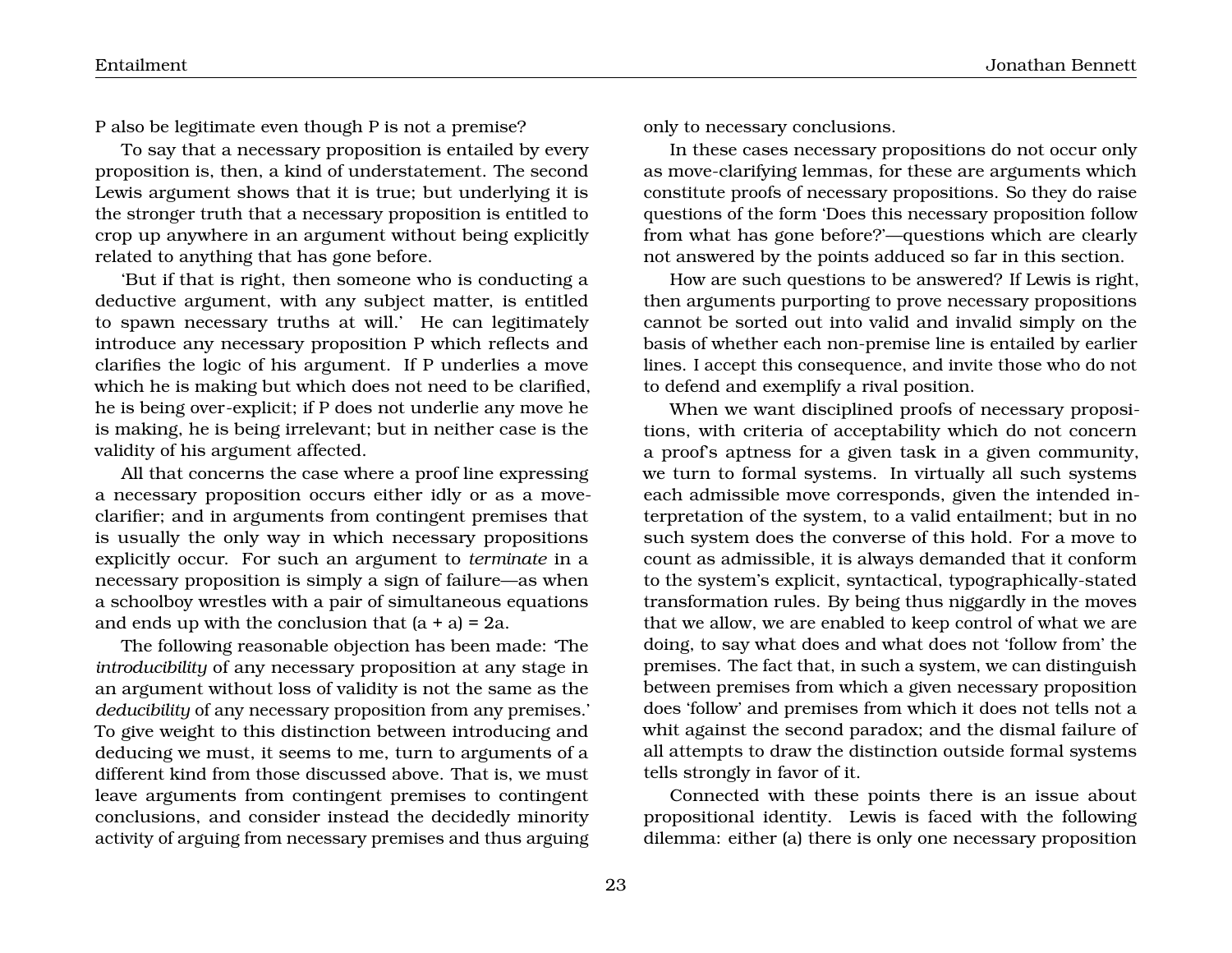P also be legitimate even though P is not a premise?

To say that a necessary proposition is entailed by every proposition is, then, a kind of understatement. The second Lewis argument shows that it is true; but underlying it is the stronger truth that a necessary proposition is entitled to crop up anywhere in an argument without being explicitly related to anything that has gone before.

'But if that is right, then someone who is conducting a deductive argument, with any subject matter, is entitled to spawn necessary truths at will.' He can legitimately introduce any necessary proposition P which reflects and clarifies the logic of his argument. If P underlies a move which he is making but which does not need to be clarified, he is being over-explicit; if P does not underlie any move he is making, he is being irrelevant; but in neither case is the validity of his argument affected.

All that concerns the case where a proof line expressing a necessary proposition occurs either idly or as a move-clarifier; and in arguments from contingent premises that is usually the only way in which necessary propositions explicitly occur. For such an argument to *terminate* in a necessary proposition is simply a sign of failure—as when a schoolboy wrestles with a pair of simultaneous equations and ends up with the conclusion that (a + a) = 2a.

The following reasonable objection has been made: 'The *introducibility* of any necessary proposition at any stage in an argument without loss of validity is not the same as the *deducibility* of any necessary proposition from any premises.' To give weight to this distinction between introducing and deducing we must, it seems to me, turn to arguments of a different kind from those discussed above. That is, we must leave arguments from contingent premises to contingent conclusions, and consider instead the decidedly minority activity of arguing from necessary premises and thus arguing only to necessary conclusions.

In these cases necessary propositions do not occur only as move-clarifying lemmas, for these are arguments which constitute proofs of necessary propositions. So they do raise questions of the form 'Does this necessary proposition follow from what has gone before?'—questions which are clearly not answered by the points adduced so far in this section.

How are such questions to be answered? If Lewis is right, then arguments purporting to prove necessary propositions cannot be sorted out into valid and invalid simply on the basis of whether each non-premise line is entailed by earlier lines. I accept this consequence, and invite those who do not to defend and exemplify a rival position.

When we want disciplined proofs of necessary propositions, with criteria of acceptability which do not concern a proof's aptness for a given task in a given community, we turn to formal systems. In virtually all such systems each admissible move corresponds, given the intended interpretation of the system, to a valid entailment; but in no such system does the converse of this hold. For a move to count as admissible, it is always demanded that it conform to the system's explicit, syntactical, typographically-stated transformation rules. By being thus niggardly in the moves that we allow, we are enabled to keep control of what we are doing, to say what does and what does not 'follow from' the premises. The fact that, in such a system, we can distinguish between premises from which a given necessary proposition does 'follow' and premises from which it does not tells not a whit against the second paradox; and the dismal failure of all attempts to draw the distinction outside formal systems tells strongly in favor of it.

Connected with these points there is an issue about propositional identity. Lewis is faced with the following dilemma: either (a) there is only one necessary proposition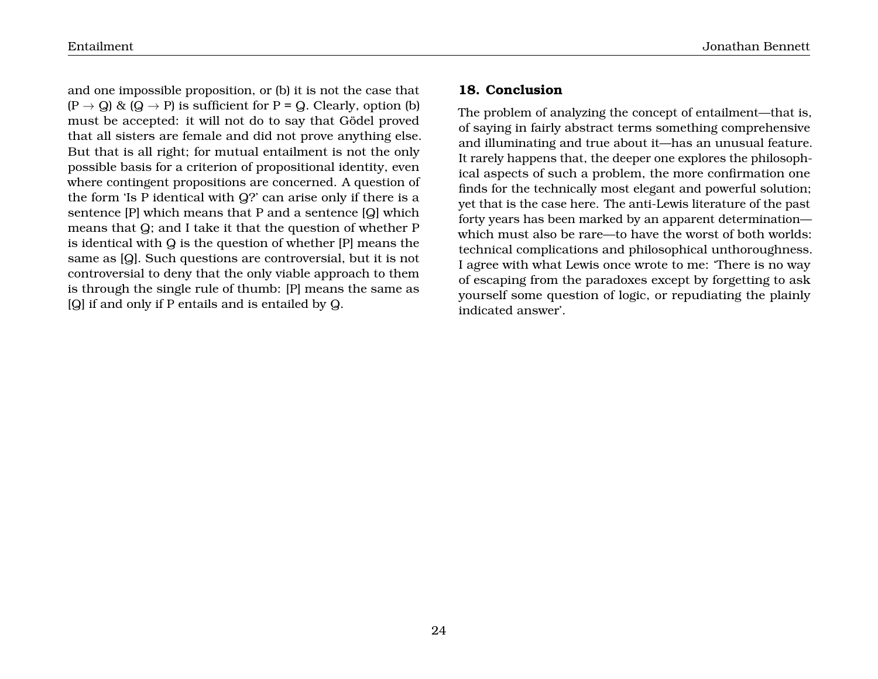and one impossible proposition, or (b) it is not the case that $(P \rightarrow Q) \& (Q \rightarrow P)$ is sufficient for $P = Q$. Clearly, option (b) must be accepted: it will not do to say that Gödel proved that all sisters are female and did not prove anything else. But that is all right; for mutual entailment is not the only possible basis for a criterion of propositional identity, even where contingent propositions are concerned. A question of the form 'Is P identical with Q?' can arise only if there is a sentence [P] which means that P and a sentence [Q] which means that Q; and I take it that the question of whether P is identical with Q is the question of whether [P] means the same as [Q]. Such questions are controversial, but it is not controversial to deny that the only viable approach to them is through the single rule of thumb: [P] means the same as [Q] if and only if P entails and is entailed by Q.

## 18. Conclusion

The problem of analyzing the concept of entailment—that is, of saying in fairly abstract terms something comprehensive and illuminating and true about it—has an unusual feature. It rarely happens that, the deeper one explores the philosophical aspects of such a problem, the more confirmation one finds for the technically most elegant and powerful solution; yet that is the case here. The anti-Lewis literature of the past forty years has been marked by an apparent determination—which must also be rare—to have the worst of both worlds: technical complications and philosophical unthoroughness. I agree with what Lewis once wrote to me: 'There is no way of escaping from the paradoxes except by forgetting to ask yourself some question of logic, or repudiating the plainly indicated answer'.